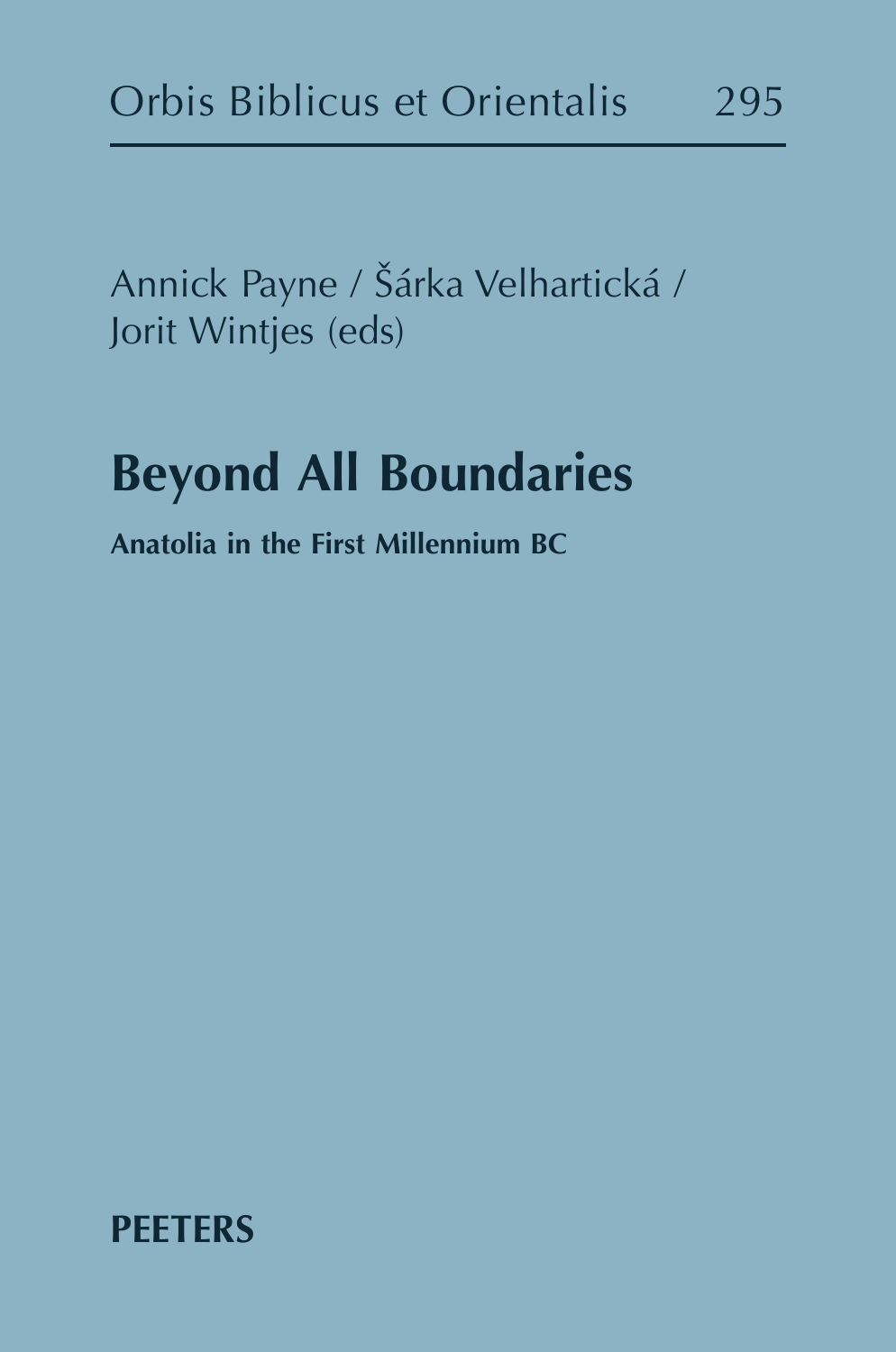Orbis Biblicus et Orientalis 295

Annick Payne / Šárka Velhartická / Jorit Wintjes (eds)

# Beyond All Boundaries

## Anatolia in the First Millennium BC

PEETERS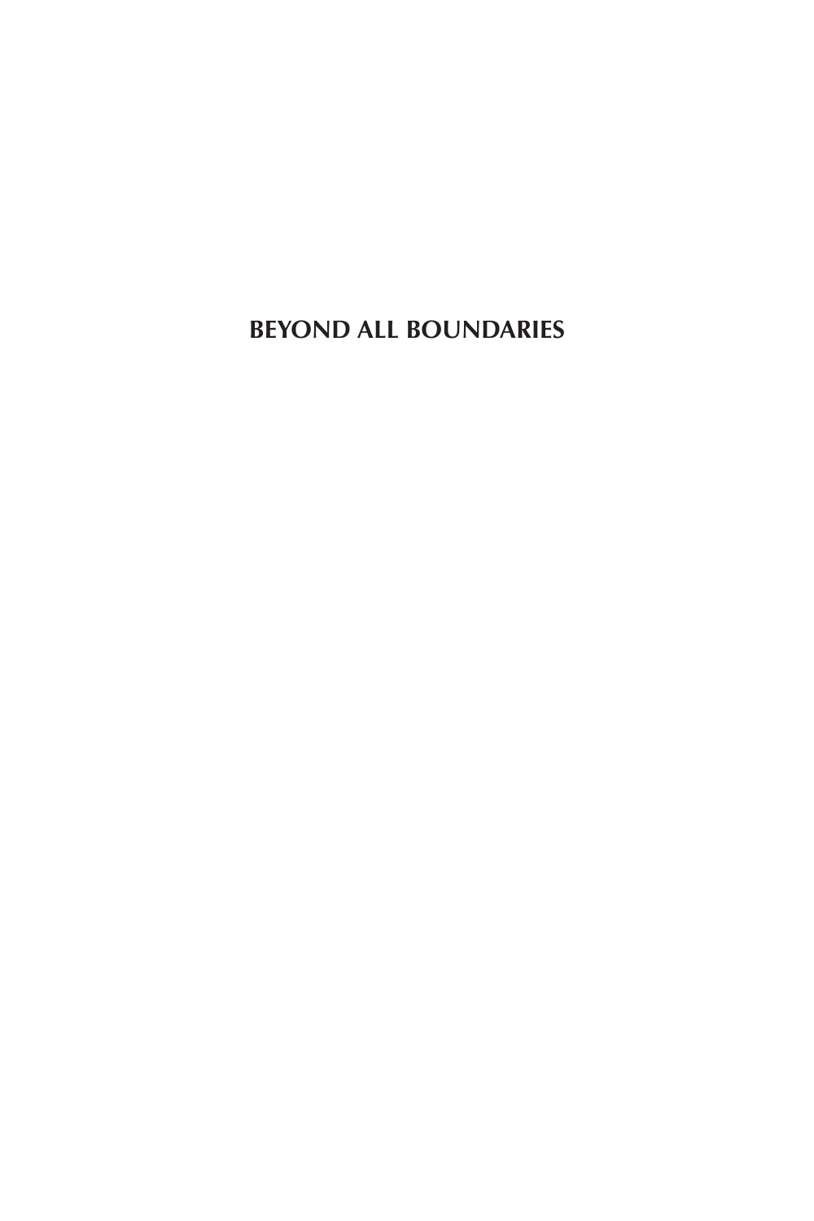# BEYOND ALL BOUNDARIES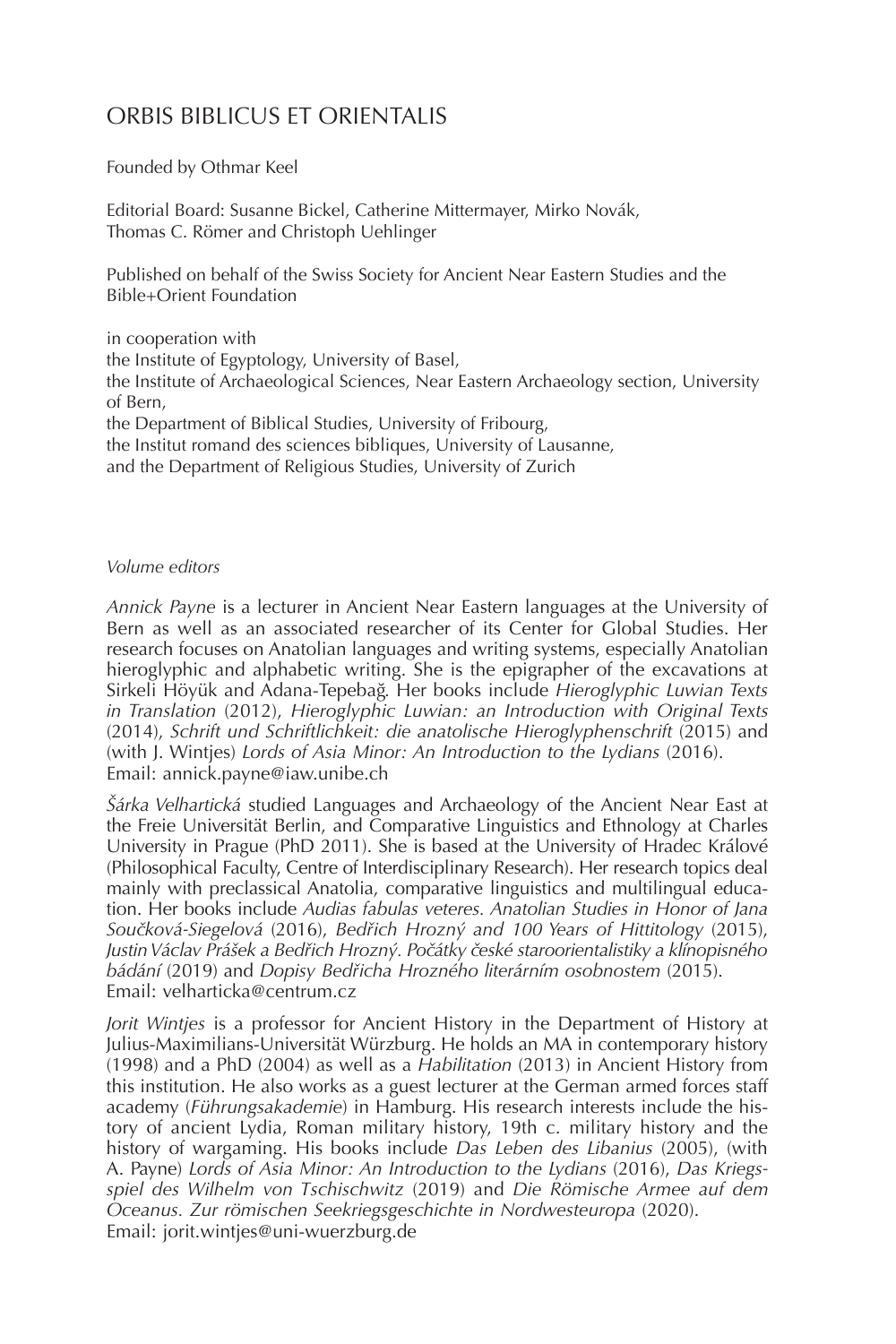# ORBIS BIBLICUS ET ORIENTALIS

Founded by Othmar Keel

Editorial Board: Susanne Bickel, Catherine Mittermayer, Mirko Novák, Thomas C. Römer and Christoph Uehlinger

Published on behalf of the Swiss Society for Ancient Near Eastern Studies and the Bible+Orient Foundation

in cooperation with
the Institute of Egyptology, University of Basel,
the Institute of Archaeological Sciences, Near Eastern Archaeology section, University of Bern,
the Department of Biblical Studies, University of Fribourg,
the Institut romand des sciences bibliques, University of Lausanne,
and the Department of Religious Studies, University of Zurich

*Volume editors*

*Annick Payne* is a lecturer in Ancient Near Eastern languages at the University of Bern as well as an associated researcher of its Center for Global Studies. Her research focuses on Anatolian languages and writing systems, especially Anatolian hieroglyphic and alphabetic writing. She is the epigrapher of the excavations at Sirkeli Höyük and Adana-Tepebağ. Her books include *Hieroglyphic Luwian Texts in Translation* (2012), *Hieroglyphic Luwian: an Introduction with Original Texts* (2014), *Schrift und Schriftlichkeit: die anatolische Hieroglyphenschrift* (2015) and (with J. Wintjes) *Lords of Asia Minor: An Introduction to the Lydians* (2016).
Email: annick.payne@iaw.unibe.ch

*Šárka Velhartická* studied Languages and Archaeology of the Ancient Near East at the Freie Universität Berlin, and Comparative Linguistics and Ethnology at Charles University in Prague (PhD 2011). She is based at the University of Hradec Králové (Philosophical Faculty, Centre of Interdisciplinary Research). Her research topics deal mainly with preclassical Anatolia, comparative linguistics and multilingual education. Her books include *Audias fabulas veteres. Anatolian Studies in Honor of Jana Součková-Siegelová* (2016), *Bedřich Hrozný and 100 Years of Hittitology* (2015), *Justin Václav Prášek a Bedřich Hrozný. Počátky české staroorientalistiky a klínopisného bádání* (2019) and *Dopisy Bedřicha Hrozného literárním osobnostem* (2015).
Email: velharticka@centrum.cz

*Jorit Wintjes* is a professor for Ancient History in the Department of History at Julius-Maximilians-Universität Würzburg. He holds an MA in contemporary history (1998) and a PhD (2004) as well as a *Habilitation* (2013) in Ancient History from this institution. He also works as a guest lecturer at the German armed forces staff academy (*Führungsakademie*) in Hamburg. His research interests include the history of ancient Lydia, Roman military history, 19th c. military history and the history of wargaming. His books include *Das Leben des Libanius* (2005), (with A. Payne) *Lords of Asia Minor: An Introduction to the Lydians* (2016), *Das Kriegsspiel des Wilhelm von Tschischwitz* (2019) and *Die Römische Armee auf dem Oceanus. Zur römischen Seekriegsgeschichte in Nordwesteuropa* (2020).
Email: jorit.wintjes@uni-wuerzburg.de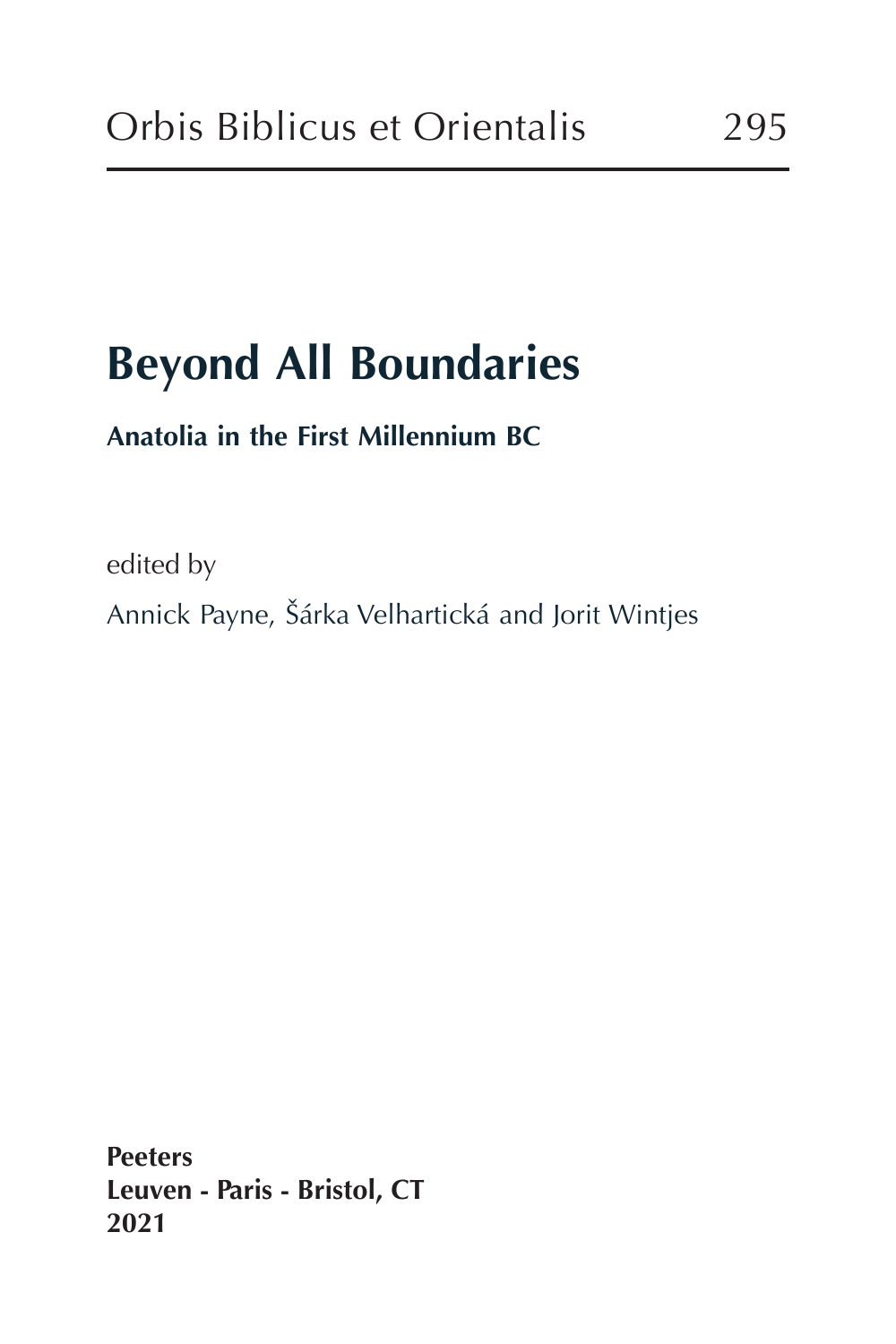Orbis Biblicus et Orientalis 295

# Beyond All Boundaries

**Anatolia in the First Millennium BC**

edited by

Annick Payne, Šárka Velhartická and Jorit Wintjes

**Peeters**
**Leuven - Paris - Bristol, CT**
**2021**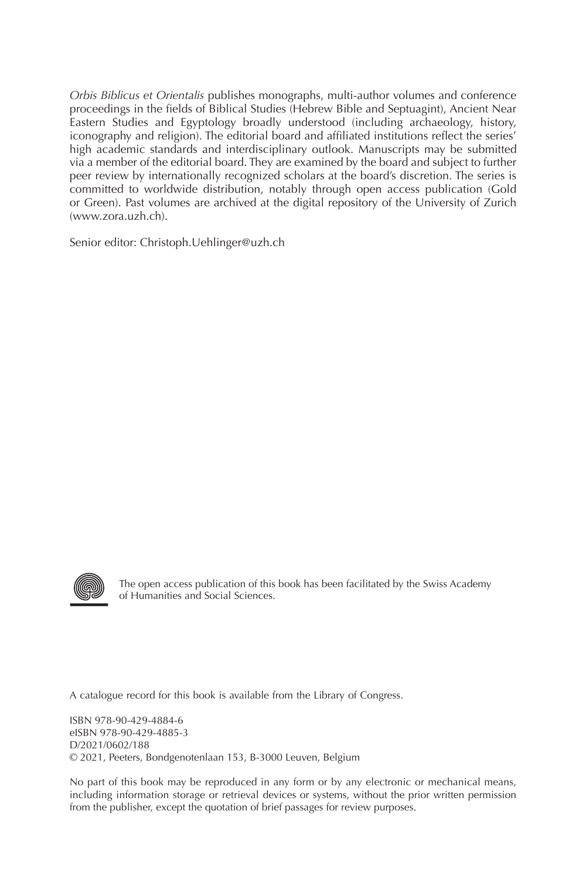*Orbis Biblicus et Orientalis* publishes monographs, multi-author volumes and conference proceedings in the fields of Biblical Studies (Hebrew Bible and Septuagint), Ancient Near Eastern Studies and Egyptology broadly understood (including archaeology, history, iconography and religion). The editorial board and affiliated institutions reflect the series' high academic standards and interdisciplinary outlook. Manuscripts may be submitted via a member of the editorial board. They are examined by the board and subject to further peer review by internationally recognized scholars at the board's discretion. The series is committed to worldwide distribution, notably through open access publication (Gold or Green). Past volumes are archived at the digital repository of the University of Zurich (www.zora.uzh.ch).

Senior editor: Christoph.Uehlinger@uzh.ch

The open access publication of this book has been facilitated by the Swiss Academy of Humanities and Social Sciences.

A catalogue record for this book is available from the Library of Congress.

ISBN 978-90-429-4884-6
eISBN 978-90-429-4885-3
D/2021/0602/188
© 2021, Peeters, Bondgenotenlaan 153, B-3000 Leuven, Belgium

No part of this book may be reproduced in any form or by any electronic or mechanical means, including information storage or retrieval devices or systems, without the prior written permission from the publisher, except the quotation of brief passages for review purposes.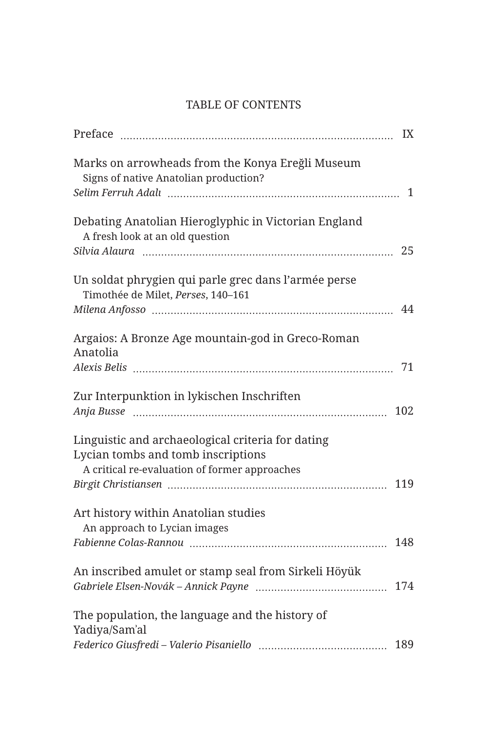# TABLE OF CONTENTS

Preface ........ IX

Marks on arrowheads from the Konya Ereğli Museum
Signs of native Anatolian production?
*Selim Ferruh Adalı* ........ 1

Debating Anatolian Hieroglyphic in Victorian England
A fresh look at an old question
*Silvia Alaura* ........ 25

Un soldat phrygien qui parle grec dans l'armée perse
Timothée de Milet, *Perses*, 140–161
*Milena Anfosso* ........ 44

Argaios: A Bronze Age mountain-god in Greco-Roman Anatolia
*Alexis Belis* ........ 71

Zur Interpunktion in lykischen Inschriften
*Anja Busse* ........ 102

Linguistic and archaeological criteria for dating Lycian tombs and tomb inscriptions
A critical re-evaluation of former approaches
*Birgit Christiansen* ........ 119

Art history within Anatolian studies
An approach to Lycian images
*Fabienne Colas-Rannou* ........ 148

An inscribed amulet or stamp seal from Sirkeli Höyük
*Gabriele Elsen-Novák – Annick Payne* ........ 174

The population, the language and the history of Yadiya/Sam'al
*Federico Giusfredi – Valerio Pisaniello* ........ 189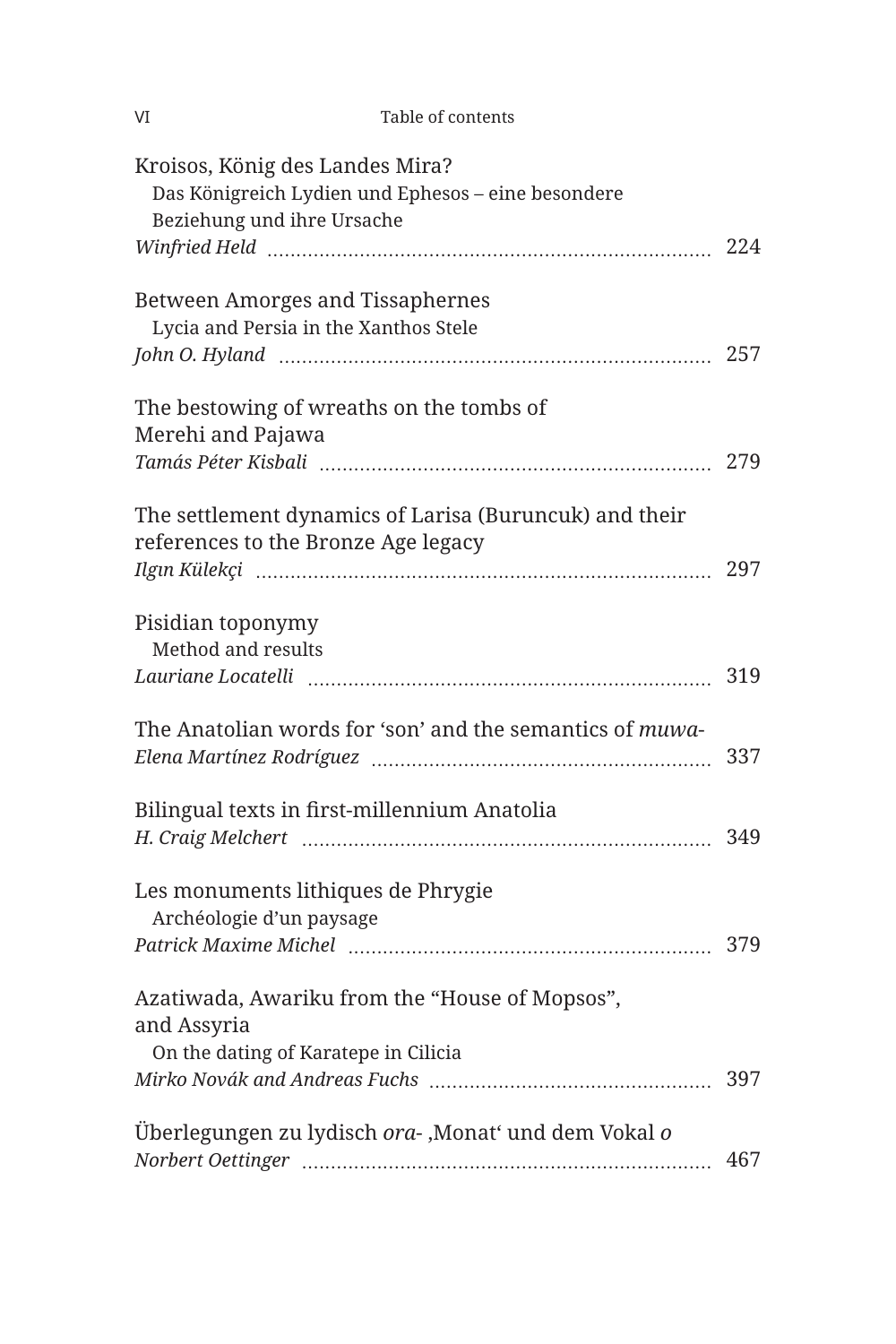Kroisos, König des Landes Mira?
Das Königreich Lydien und Ephesos – eine besondere Beziehung und ihre Ursache
*Winfried Held* ... 224

Between Amorges and Tissaphernes
Lycia and Persia in the Xanthos Stele
*John O. Hyland* ... 257

The bestowing of wreaths on the tombs of Merehi and Pajawa
*Tamás Péter Kisbali* ... 279

The settlement dynamics of Larisa (Buruncuk) and their references to the Bronze Age legacy
*Ilgın Külekçi* ... 297

Pisidian toponymy
Method and results
*Lauriane Locatelli* ... 319

The Anatolian words for 'son' and the semantics of *muwa-*
*Elena Martínez Rodríguez* ... 337

Bilingual texts in first-millennium Anatolia
*H. Craig Melchert* ... 349

Les monuments lithiques de Phrygie
Archéologie d'un paysage
*Patrick Maxime Michel* ... 379

Azatiwada, Awariku from the "House of Mopsos", and Assyria
On the dating of Karatepe in Cilicia
*Mirko Novák and Andreas Fuchs* ... 397

Überlegungen zu lydisch *ora-* ‚Monat' und dem Vokal *o*
*Norbert Oettinger* ... 467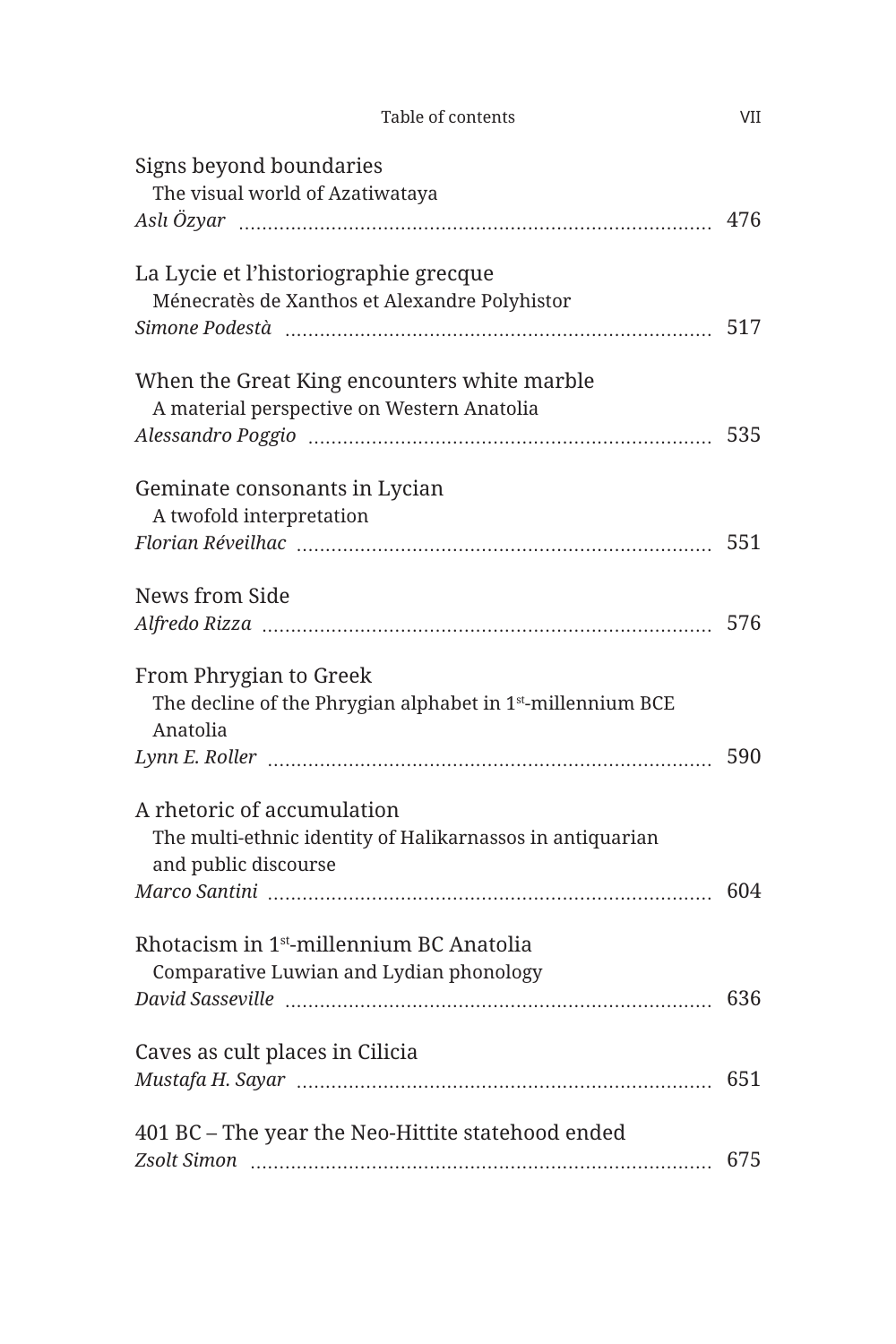Signs beyond boundaries
The visual world of Azatiwataya
*Aslı Özyar* .......... 476

La Lycie et l'historiographie grecque
Ménecratès de Xanthos et Alexandre Polyhistor
*Simone Podestà* .......... 517

When the Great King encounters white marble
A material perspective on Western Anatolia
*Alessandro Poggio* .......... 535

Geminate consonants in Lycian
A twofold interpretation
*Florian Réveilhac* .......... 551

News from Side
*Alfredo Rizza* .......... 576

From Phrygian to Greek
The decline of the Phrygian alphabet in 1st-millennium BCE Anatolia
*Lynn E. Roller* .......... 590

A rhetoric of accumulation
The multi-ethnic identity of Halikarnassos in antiquarian and public discourse
*Marco Santini* .......... 604

Rhotacism in 1st-millennium BC Anatolia
Comparative Luwian and Lydian phonology
*David Sasseville* .......... 636

Caves as cult places in Cilicia
*Mustafa H. Sayar* .......... 651

401 BC – The year the Neo-Hittite statehood ended
*Zsolt Simon* .......... 675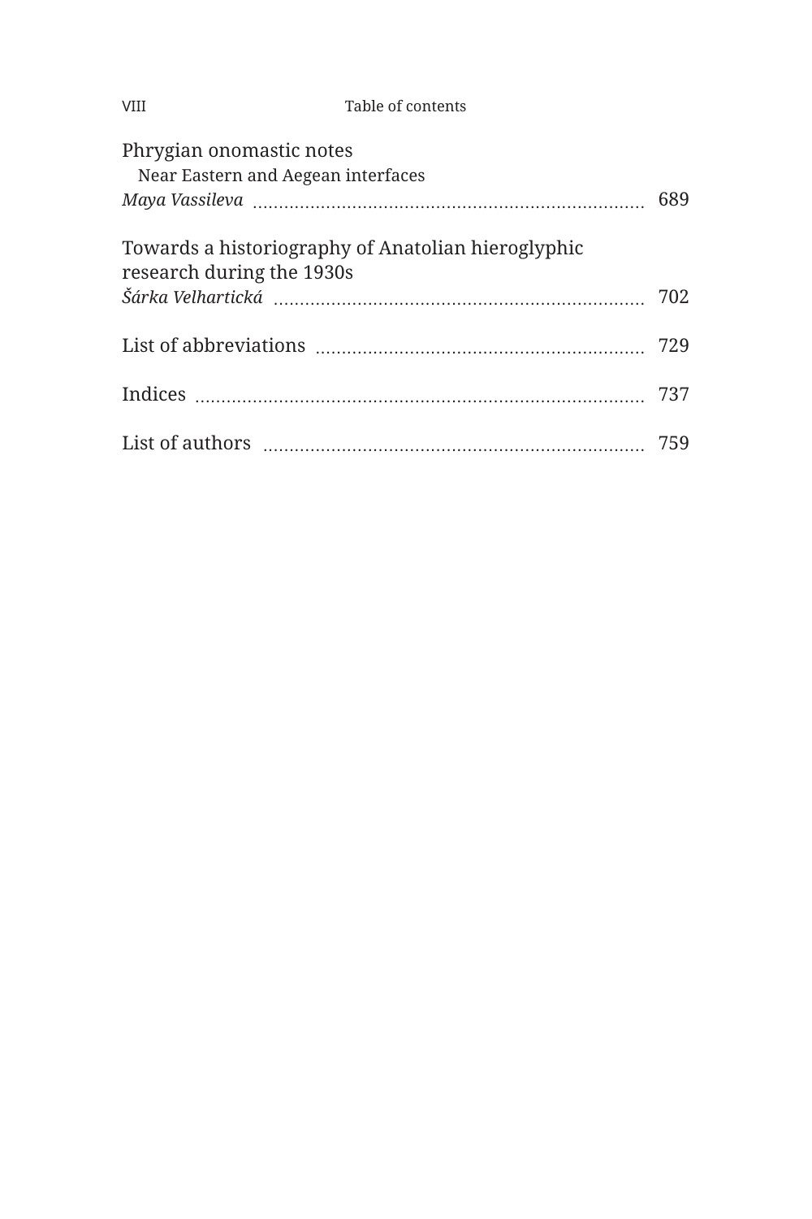Phrygian onomastic notes
Near Eastern and Aegean interfaces
*Maya Vassileva* ........................................................................ 689

Towards a historiography of Anatolian hieroglyphic research during the 1930s
*Šárka Velhartická* .................................................................... 702

List of abbreviations ............................................................ 729

Indices .................................................................................... 737

List of authors ....................................................................... 759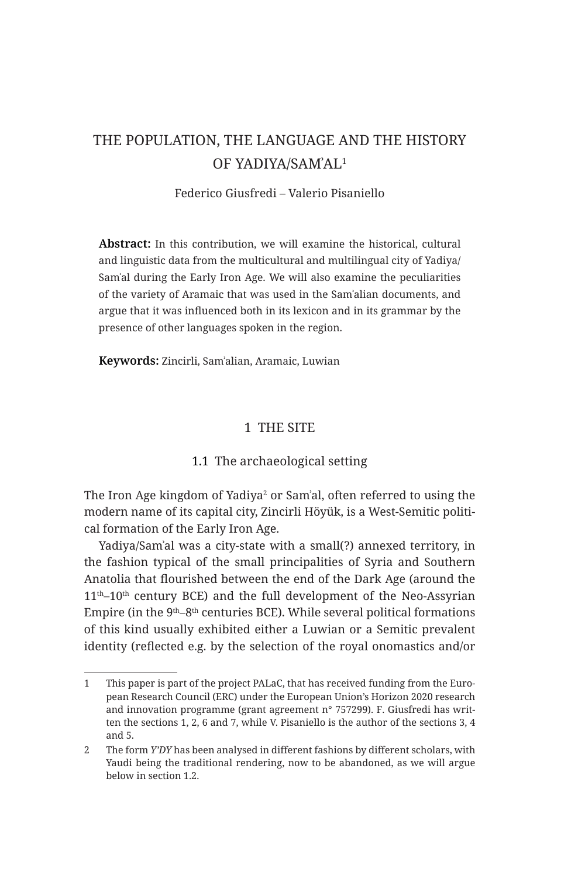# THE POPULATION, THE LANGUAGE AND THE HISTORY OF YADIYA/SAMʾAL[1]

Federico Giusfredi – Valerio Pisaniello

**Abstract:** In this contribution, we will examine the historical, cultural and linguistic data from the multicultural and multilingual city of Yadiya/Samʾal during the Early Iron Age. We will also examine the peculiarities of the variety of Aramaic that was used in the Samʾalian documents, and argue that it was influenced both in its lexicon and in its grammar by the presence of other languages spoken in the region.

**Keywords:** Zincirli, Samʾalian, Aramaic, Luwian

## 1 THE SITE

### 1.1 The archaeological setting

The Iron Age kingdom of Yadiya[2] or Samʾal, often referred to using the modern name of its capital city, Zincirli Höyük, is a West-Semitic political formation of the Early Iron Age.

Yadiya/Samʾal was a city-state with a small(?) annexed territory, in the fashion typical of the small principalities of Syria and Southern Anatolia that flourished between the end of the Dark Age (around the 11th–10th century BCE) and the full development of the Neo-Assyrian Empire (in the 9th–8th centuries BCE). While several political formations of this kind usually exhibited either a Luwian or a Semitic prevalent identity (reflected e.g. by the selection of the royal onomastics and/or

---

1 This paper is part of the project PALaC, that has received funding from the European Research Council (ERC) under the European Union's Horizon 2020 research and innovation programme (grant agreement n° 757299). F. Giusfredi has written the sections 1, 2, 6 and 7, while V. Pisaniello is the author of the sections 3, 4 and 5.

2 The form *Y'DY* has been analysed in different fashions by different scholars, with Yaudi being the traditional rendering, now to be abandoned, as we will argue below in section 1.2.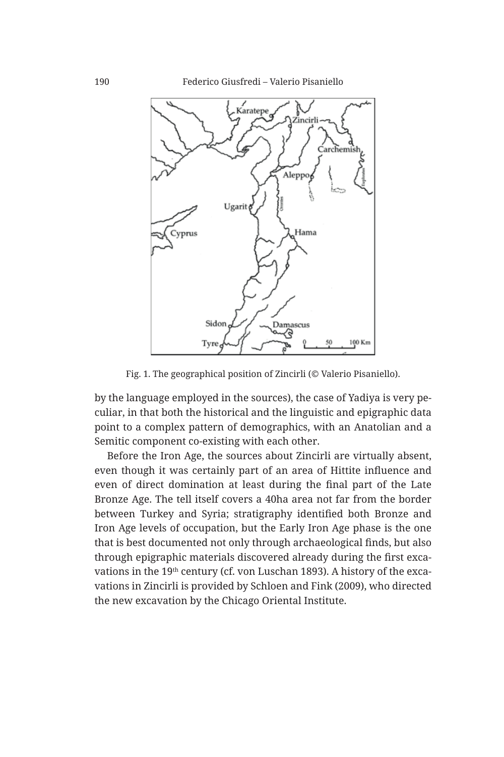Fig. 1. The geographical position of Zincirli (© Valerio Pisaniello).

by the language employed in the sources), the case of Yadiya is very peculiar, in that both the historical and the linguistic and epigraphic data point to a complex pattern of demographics, with an Anatolian and a Semitic component co-existing with each other.

Before the Iron Age, the sources about Zincirli are virtually absent, even though it was certainly part of an area of Hittite influence and even of direct domination at least during the final part of the Late Bronze Age. The tell itself covers a 40ha area not far from the border between Turkey and Syria; stratigraphy identified both Bronze and Iron Age levels of occupation, but the Early Iron Age phase is the one that is best documented not only through archaeological finds, but also through epigraphic materials discovered already during the first excavations in the 19th century (cf. von Luschan 1893). A history of the excavations in Zincirli is provided by Schloen and Fink (2009), who directed the new excavation by the Chicago Oriental Institute.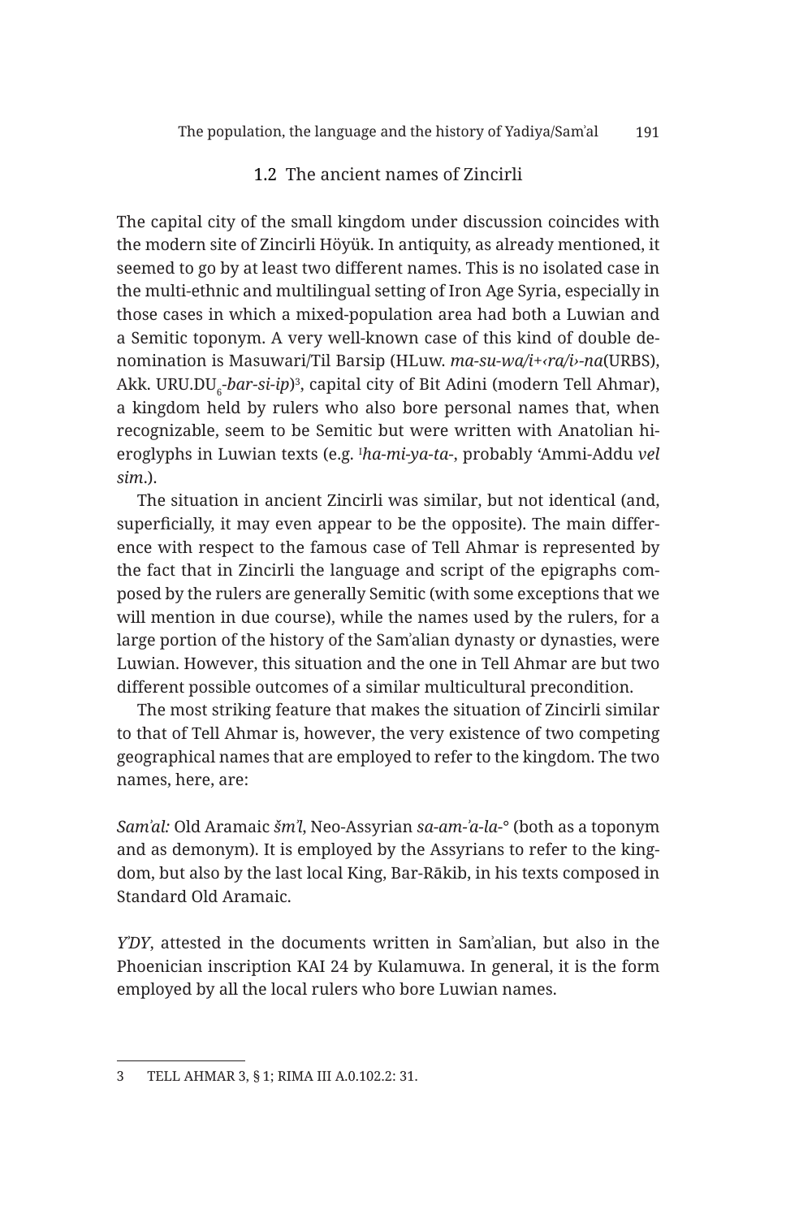## 1.2 The ancient names of Zincirli

The capital city of the small kingdom under discussion coincides with the modern site of Zincirli Höyük. In antiquity, as already mentioned, it seemed to go by at least two different names. This is no isolated case in the multi-ethnic and multilingual setting of Iron Age Syria, especially in those cases in which a mixed-population area had both a Luwian and a Semitic toponym. A very well-known case of this kind of double denomination is Masuwari/Til Barsip (HLuw. *ma-su-wa/i+‹ra/i›-na*(URBS), Akk. URU.DU$_6$-*bar-si-ip*)[3], capital city of Bit Adini (modern Tell Ahmar), a kingdom held by rulers who also bore personal names that, when recognizable, seem to be Semitic but were written with Anatolian hieroglyphs in Luwian texts (e.g. [I]*ha-mi-ya-ta-*, probably 'Ammi-Addu *vel sim.*).

The situation in ancient Zincirli was similar, but not identical (and, superficially, it may even appear to be the opposite). The main difference with respect to the famous case of Tell Ahmar is represented by the fact that in Zincirli the language and script of the epigraphs composed by the rulers are generally Semitic (with some exceptions that we will mention in due course), while the names used by the rulers, for a large portion of the history of the Samʾalian dynasty or dynasties, were Luwian. However, this situation and the one in Tell Ahmar are but two different possible outcomes of a similar multicultural precondition.

The most striking feature that makes the situation of Zincirli similar to that of Tell Ahmar is, however, the very existence of two competing geographical names that are employed to refer to the kingdom. The two names, here, are:

*Samʾal:* Old Aramaic *šmʾl*, Neo-Assyrian *sa-am-ʾa-la-*° (both as a toponym and as demonym). It is employed by the Assyrians to refer to the kingdom, but also by the last local King, Bar-Rākib, in his texts composed in Standard Old Aramaic.

*YʾDY*, attested in the documents written in Samʾalian, but also in the Phoenician inscription KAI 24 by Kulamuwa. In general, it is the form employed by all the local rulers who bore Luwian names.

---

3 TELL AHMAR 3, § 1; RIMA III A.0.102.2: 31.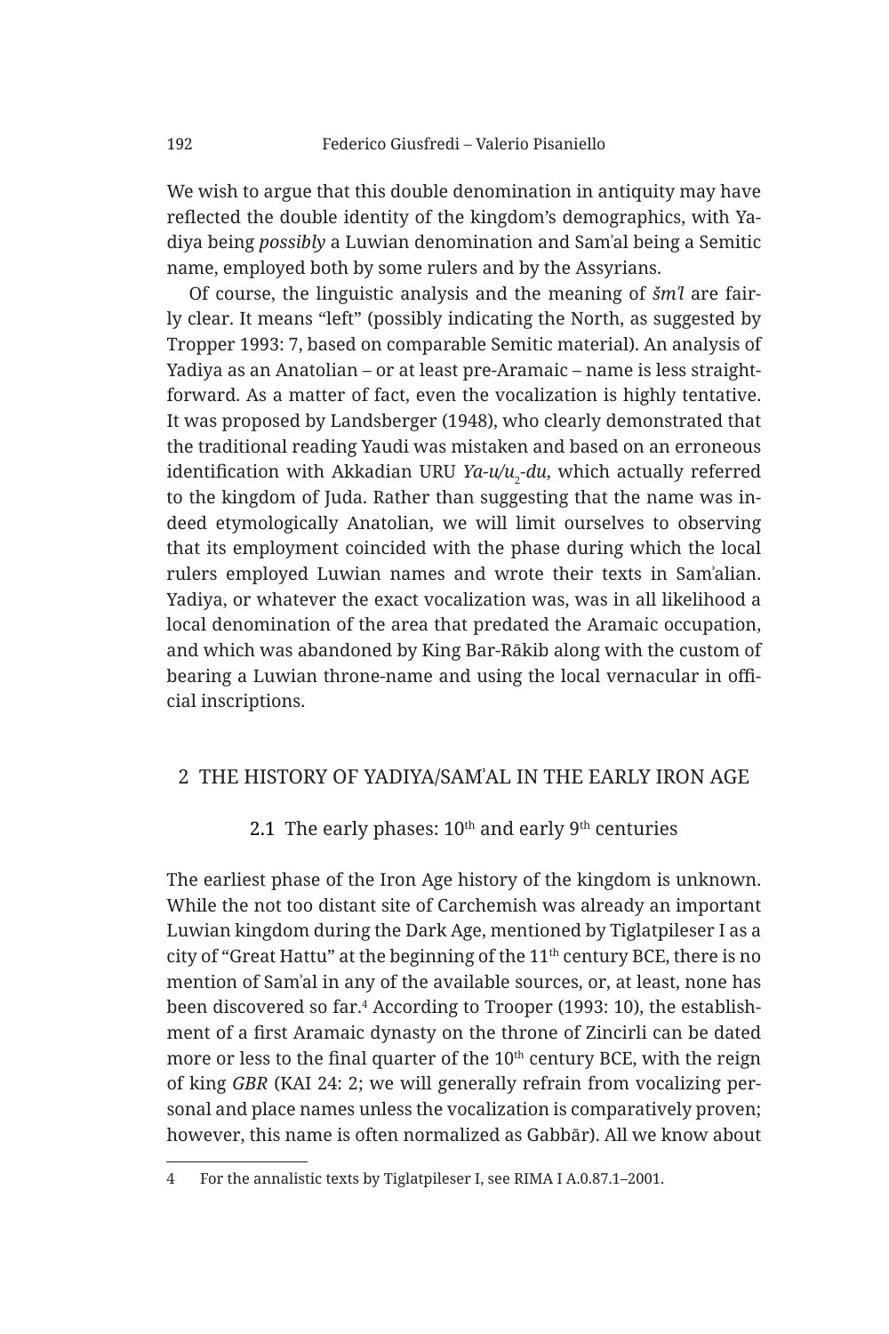We wish to argue that this double denomination in antiquity may have reflected the double identity of the kingdom's demographics, with Yadiya being *possibly* a Luwian denomination and Samʾal being a Semitic name, employed both by some rulers and by the Assyrians.

Of course, the linguistic analysis and the meaning of *šmʾl* are fairly clear. It means "left" (possibly indicating the North, as suggested by Tropper 1993: 7, based on comparable Semitic material). An analysis of Yadiya as an Anatolian – or at least pre-Aramaic – name is less straightforward. As a matter of fact, even the vocalization is highly tentative. It was proposed by Landsberger (1948), who clearly demonstrated that the traditional reading Yaudi was mistaken and based on an erroneous identification with Akkadian URU *Ya-u/u$_2$-du*, which actually referred to the kingdom of Juda. Rather than suggesting that the name was indeed etymologically Anatolian, we will limit ourselves to observing that its employment coincided with the phase during which the local rulers employed Luwian names and wrote their texts in Samʾalian. Yadiya, or whatever the exact vocalization was, was in all likelihood a local denomination of the area that predated the Aramaic occupation, and which was abandoned by King Bar-Rākib along with the custom of bearing a Luwian throne-name and using the local vernacular in official inscriptions.

## 2 THE HISTORY OF YADIYA/SAMʾAL IN THE EARLY IRON AGE

### 2.1 The early phases: 10th and early 9th centuries

The earliest phase of the Iron Age history of the kingdom is unknown. While the not too distant site of Carchemish was already an important Luwian kingdom during the Dark Age, mentioned by Tiglatpileser I as a city of "Great Hattu" at the beginning of the 11th century BCE, there is no mention of Samʾal in any of the available sources, or, at least, none has been discovered so far.[4] According to Trooper (1993: 10), the establishment of a first Aramaic dynasty on the throne of Zincirli can be dated more or less to the final quarter of the 10th century BCE, with the reign of king *GBR* (KAI 24: 2; we will generally refrain from vocalizing personal and place names unless the vocalization is comparatively proven; however, this name is often normalized as Gabbār). All we know about

---

4 For the annalistic texts by Tiglatpileser I, see RIMA I A.0.87.1–2001.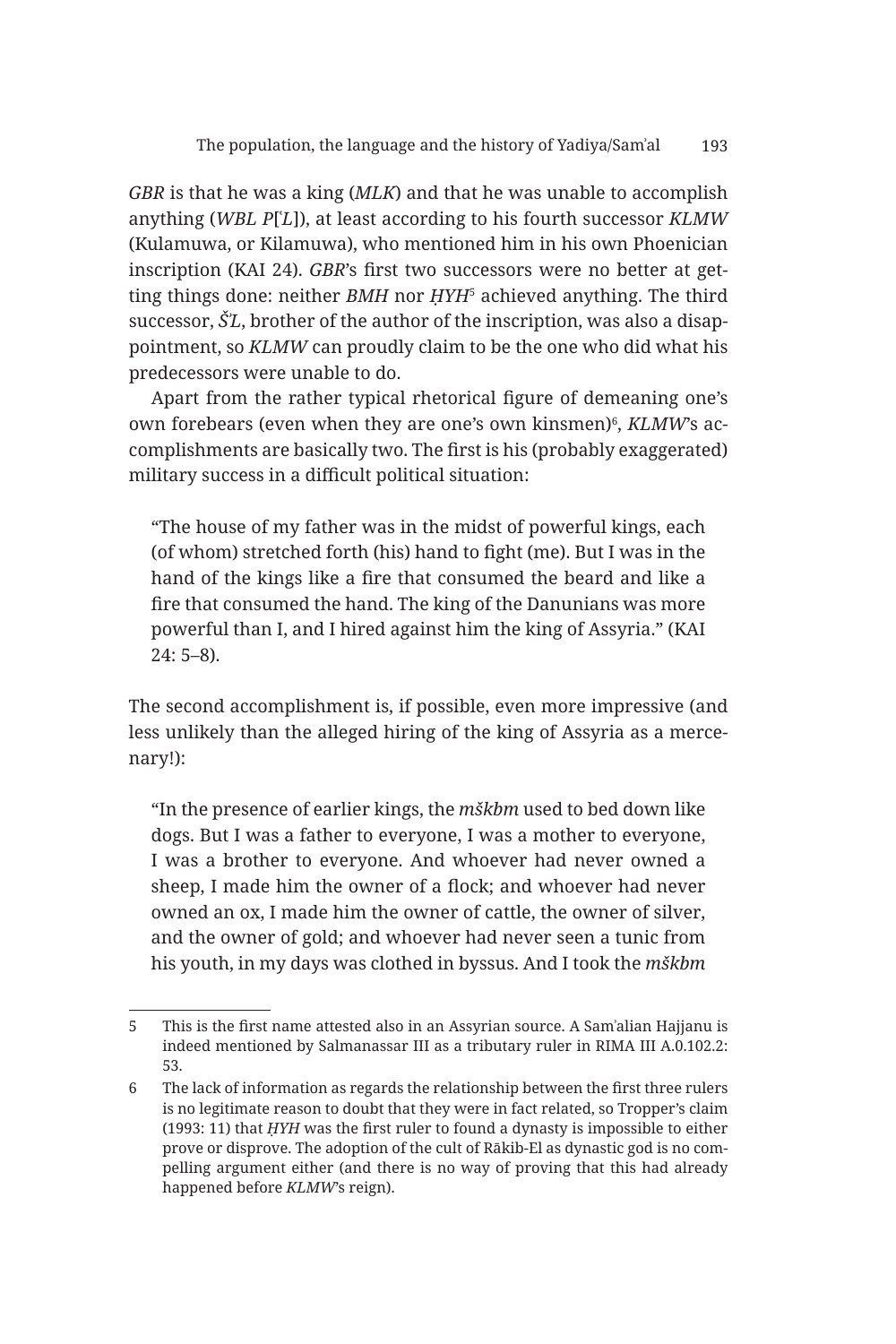*GBR* is that he was a king (*MLK*) and that he was unable to accomplish anything (*WBL P*[*ʿL*]), at least according to his fourth successor *KLMW* (Kulamuwa, or Kilamuwa), who mentioned him in his own Phoenician inscription (KAI 24). *GBR*'s first two successors were no better at getting things done: neither *BMH* nor *ḤYH*[5] achieved anything. The third successor, *ŠʾL*, brother of the author of the inscription, was also a disappointment, so *KLMW* can proudly claim to be the one who did what his predecessors were unable to do.

Apart from the rather typical rhetorical figure of demeaning one's own forebears (even when they are one's own kinsmen)[6], *KLMW*'s accomplishments are basically two. The first is his (probably exaggerated) military success in a difficult political situation:

> "The house of my father was in the midst of powerful kings, each (of whom) stretched forth (his) hand to fight (me). But I was in the hand of the kings like a fire that consumed the beard and like a fire that consumed the hand. The king of the Danunians was more powerful than I, and I hired against him the king of Assyria." (KAI 24: 5–8).

The second accomplishment is, if possible, even more impressive (and less unlikely than the alleged hiring of the king of Assyria as a mercenary!):

> "In the presence of earlier kings, the *mškbm* used to bed down like dogs. But I was a father to everyone, I was a mother to everyone, I was a brother to everyone. And whoever had never owned a sheep, I made him the owner of a flock; and whoever had never owned an ox, I made him the owner of cattle, the owner of silver, and the owner of gold; and whoever had never seen a tunic from his youth, in my days was clothed in byssus. And I took the *mškbm*

---

5 This is the first name attested also in an Assyrian source. A Samʾalian Hajjanu is indeed mentioned by Salmanassar III as a tributary ruler in RIMA III A.0.102.2: 53.

6 The lack of information as regards the relationship between the first three rulers is no legitimate reason to doubt that they were in fact related, so Tropper's claim (1993: 11) that *ḤYH* was the first ruler to found a dynasty is impossible to either prove or disprove. The adoption of the cult of Rākib-El as dynastic god is no compelling argument either (and there is no way of proving that this had already happened before *KLMW*'s reign).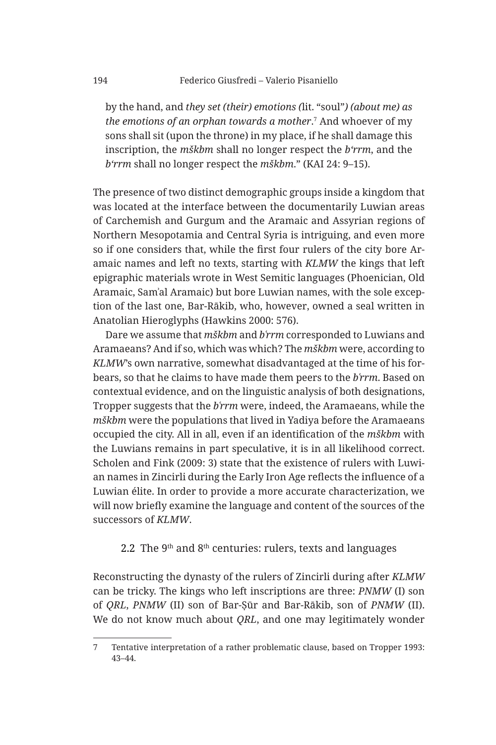by the hand, and *they set (their) emotions (*lit. "soul"*) (about me) as the emotions of an orphan towards a mother*.[7] And whoever of my sons shall sit (upon the throne) in my place, if he shall damage this inscription, the *mškbm* shall no longer respect the *bʿrrm*, and the *bʿrrm* shall no longer respect the *mškbm*." (KAI 24: 9–15).

The presence of two distinct demographic groups inside a kingdom that was located at the interface between the documentarily Luwian areas of Carchemish and Gurgum and the Aramaic and Assyrian regions of Northern Mesopotamia and Central Syria is intriguing, and even more so if one considers that, while the first four rulers of the city bore Aramaic names and left no texts, starting with *KLMW* the kings that left epigraphic materials wrote in West Semitic languages (Phoenician, Old Aramaic, Samʾal Aramaic) but bore Luwian names, with the sole exception of the last one, Bar-Rākib, who, however, owned a seal written in Anatolian Hieroglyphs (Hawkins 2000: 576).

Dare we assume that *mškbm* and *bʿrrm* corresponded to Luwians and Aramaeans? And if so, which was which? The *mškbm* were, according to *KLMW*'s own narrative, somewhat disadvantaged at the time of his forbears, so that he claims to have made them peers to the *bʿrrm*. Based on contextual evidence, and on the linguistic analysis of both designations, Tropper suggests that the *bʿrrm* were, indeed, the Aramaeans, while the *mškbm* were the populations that lived in Yadiya before the Aramaeans occupied the city. All in all, even if an identification of the *mškbm* with the Luwians remains in part speculative, it is in all likelihood correct. Scholen and Fink (2009: 3) state that the existence of rulers with Luwian names in Zincirli during the Early Iron Age reflects the influence of a Luwian élite. In order to provide a more accurate characterization, we will now briefly examine the language and content of the sources of the successors of *KLMW*.

### 2.2 The 9th and 8th centuries: rulers, texts and languages

Reconstructing the dynasty of the rulers of Zincirli during after *KLMW* can be tricky. The kings who left inscriptions are three: *PNMW* (I) son of *QRL*, *PNMW* (II) son of Bar-Ṣūr and Bar-Rākib, son of *PNMW* (II). We do not know much about *QRL*, and one may legitimately wonder

---

7 Tentative interpretation of a rather problematic clause, based on Tropper 1993: 43–44.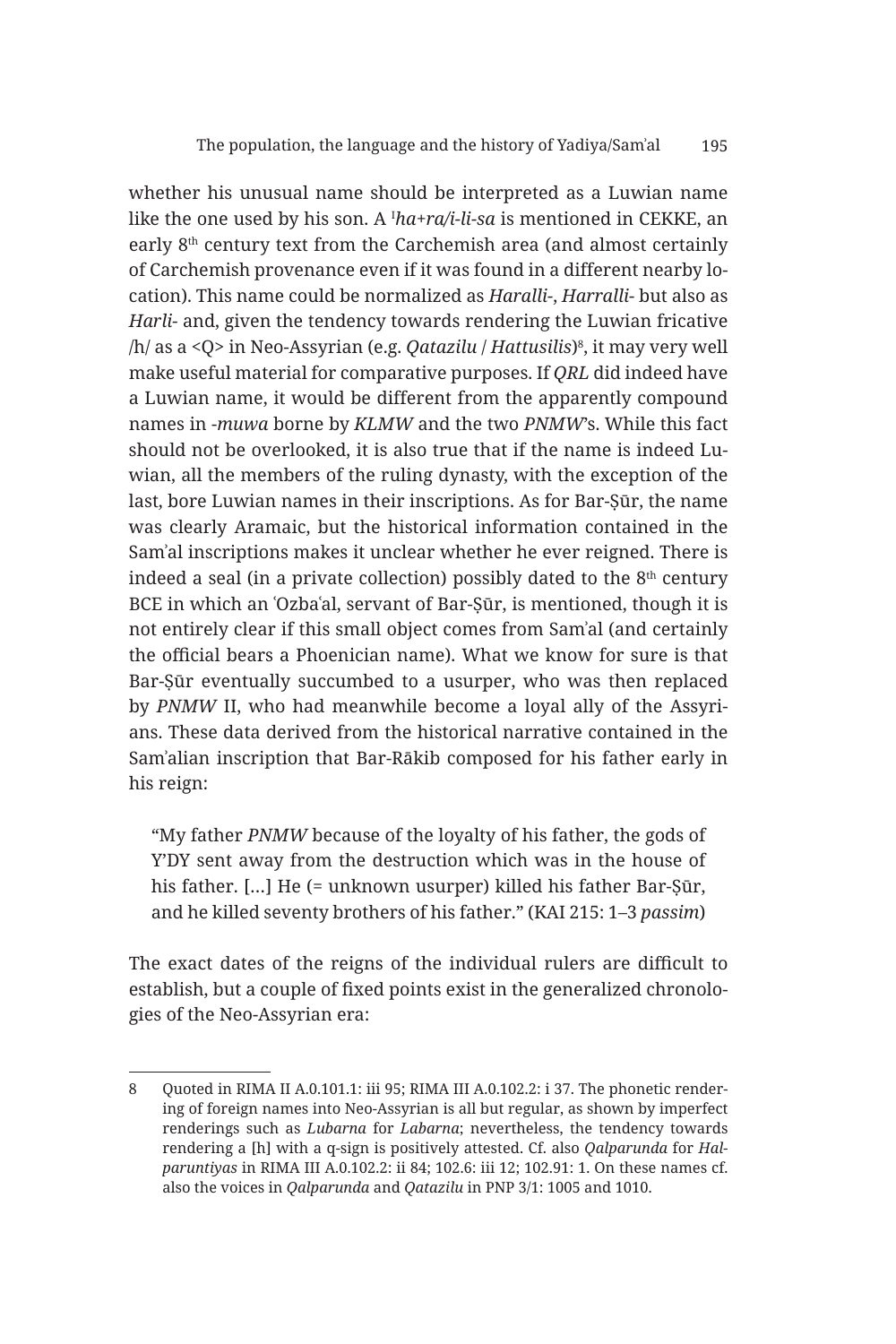whether his unusual name should be interpreted as a Luwian name like the one used by his son. A ᴵ*ha+ra/i-li-sa* is mentioned in CEKKE, an early 8th century text from the Carchemish area (and almost certainly of Carchemish provenance even if it was found in a different nearby location). This name could be normalized as *Haralli-*, *Harralli-* but also as *Harli-* and, given the tendency towards rendering the Luwian fricative /h/ as a <Q> in Neo-Assyrian (e.g. *Qatazilu* / *Hattusilis*)[8], it may very well make useful material for comparative purposes. If *QRL* did indeed have a Luwian name, it would be different from the apparently compound names in *-muwa* borne by *KLMW* and the two *PNMW*'s. While this fact should not be overlooked, it is also true that if the name is indeed Luwian, all the members of the ruling dynasty, with the exception of the last, bore Luwian names in their inscriptions. As for Bar-Ṣūr, the name was clearly Aramaic, but the historical information contained in the Samʾal inscriptions makes it unclear whether he ever reigned. There is indeed a seal (in a private collection) possibly dated to the 8th century BCE in which an ʿOzbaʿal, servant of Bar-Ṣūr, is mentioned, though it is not entirely clear if this small object comes from Samʾal (and certainly the official bears a Phoenician name). What we know for sure is that Bar-Ṣūr eventually succumbed to a usurper, who was then replaced by *PNMW* II, who had meanwhile become a loyal ally of the Assyrians. These data derived from the historical narrative contained in the Samʾalian inscription that Bar-Rākib composed for his father early in his reign:

> "My father *PNMW* because of the loyalty of his father, the gods of Y'DY sent away from the destruction which was in the house of his father. […] He (= unknown usurper) killed his father Bar-Ṣūr, and he killed seventy brothers of his father." (KAI 215: 1–3 *passim*)

The exact dates of the reigns of the individual rulers are difficult to establish, but a couple of fixed points exist in the generalized chronologies of the Neo-Assyrian era:

---

8 Quoted in RIMA II A.0.101.1: iii 95; RIMA III A.0.102.2: i 37. The phonetic rendering of foreign names into Neo-Assyrian is all but regular, as shown by imperfect renderings such as *Lubarna* for *Labarna*; nevertheless, the tendency towards rendering a [h] with a q-sign is positively attested. Cf. also *Qalparunda* for *Halparuntiyas* in RIMA III A.0.102.2: ii 84; 102.6: iii 12; 102.91: 1. On these names cf. also the voices in *Qalparunda* and *Qatazilu* in PNP 3/1: 1005 and 1010.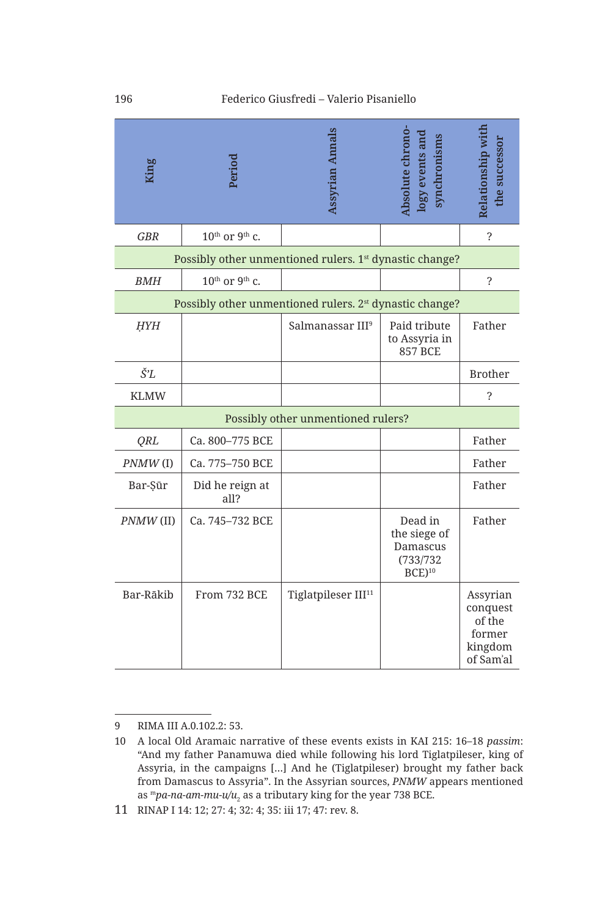| King | Period | Assyrian Annals | Absolute chronology events and synchronisms | Relationship with the successor |
|---|---|---|---|---|
| *GBR* | 10th or 9th c. | | | ? |
| Possibly other unmentioned rulers. 1st dynastic change? | | | | |
| *BMH* | 10th or 9th c. | | | ? |
| Possibly other unmentioned rulers. 2st dynastic change? | | | | |
| *ḤYH* | | Salmanassar III[9] | Paid tribute to Assyria in 857 BCE | Father |
| *Š'L* | | | | Brother |
| KLMW | | | | ? |
| Possibly other unmentioned rulers? | | | | |
| *QRL* | Ca. 800–775 BCE | | | Father |
| *PNMW* (I) | Ca. 775–750 BCE | | | Father |
| Bar-Ṣūr | Did he reign at all? | | | Father |
| *PNMW* (II) | Ca. 745–732 BCE | | Dead in the siege of Damascus (733/732 BCE)[10] | Father |
| Bar-Rākib | From 732 BCE | Tiglatpileser III[11] | | Assyrian conquest of the former kingdom of Sam'al |

9 RIMA III A.0.102.2: 53.

10 A local Old Aramaic narrative of these events exists in KAI 215: 16–18 *passim*: "And my father Panamuwa died while following his lord Tiglatpileser, king of Assyria, in the campaigns [...] And he (Tiglatpileser) brought my father back from Damascus to Assyria". In the Assyrian sources, *PNMW* appears mentioned as ${}^{m}$*pa-na-am-mu-u/u*$_2$ as a tributary king for the year 738 BCE.

11 RINAP I 14: 12; 27: 4; 32: 4; 35: iii 17; 47: rev. 8.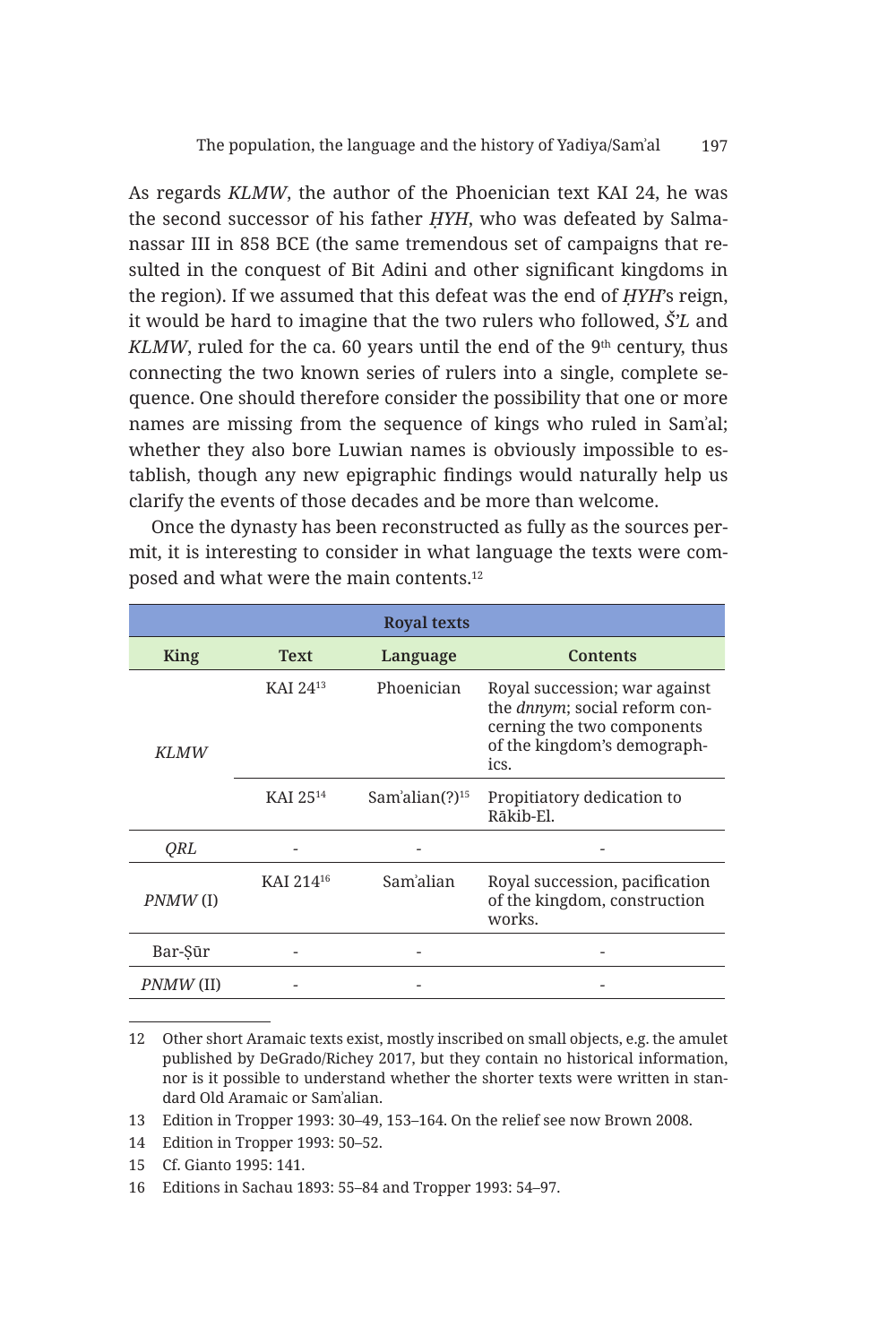As regards *KLMW*, the author of the Phoenician text KAI 24, he was the second successor of his father *ḤYH*, who was defeated by Salmanassar III in 858 BCE (the same tremendous set of campaigns that resulted in the conquest of Bit Adini and other significant kingdoms in the region). If we assumed that this defeat was the end of *ḤYH*'s reign, it would be hard to imagine that the two rulers who followed, *Š'L* and *KLMW*, ruled for the ca. 60 years until the end of the 9th century, thus connecting the two known series of rulers into a single, complete sequence. One should therefore consider the possibility that one or more names are missing from the sequence of kings who ruled in Samʾal; whether they also bore Luwian names is obviously impossible to establish, though any new epigraphic findings would naturally help us clarify the events of those decades and be more than welcome.

Once the dynasty has been reconstructed as fully as the sources permit, it is interesting to consider in what language the texts were composed and what were the main contents.[12]

| **Royal texts** | | | |
|---|---|---|---|
| **King** | **Text** | **Language** | **Contents** |
| *KLMW* | KAI 24[13] | Phoenician | Royal succession; war against the *dnnym*; social reform concerning the two components of the kingdom's demographics. |
| | KAI 25[14] | Samʾalian(?)[15] | Propitiatory dedication to Rākib-El. |
| *QRL* | - | - | - |
| *PNMW* (I) | KAI 214[16] | Samʾalian | Royal succession, pacification of the kingdom, construction works. |
| Bar-Ṣūr | - | - | - |
| *PNMW* (II) | - | - | - |

12 Other short Aramaic texts exist, mostly inscribed on small objects, e.g. the amulet published by DeGrado/Richey 2017, but they contain no historical information, nor is it possible to understand whether the shorter texts were written in standard Old Aramaic or Samʾalian.

13 Edition in Tropper 1993: 30–49, 153–164. On the relief see now Brown 2008.

14 Edition in Tropper 1993: 50–52.

15 Cf. Gianto 1995: 141.

16 Editions in Sachau 1893: 55–84 and Tropper 1993: 54–97.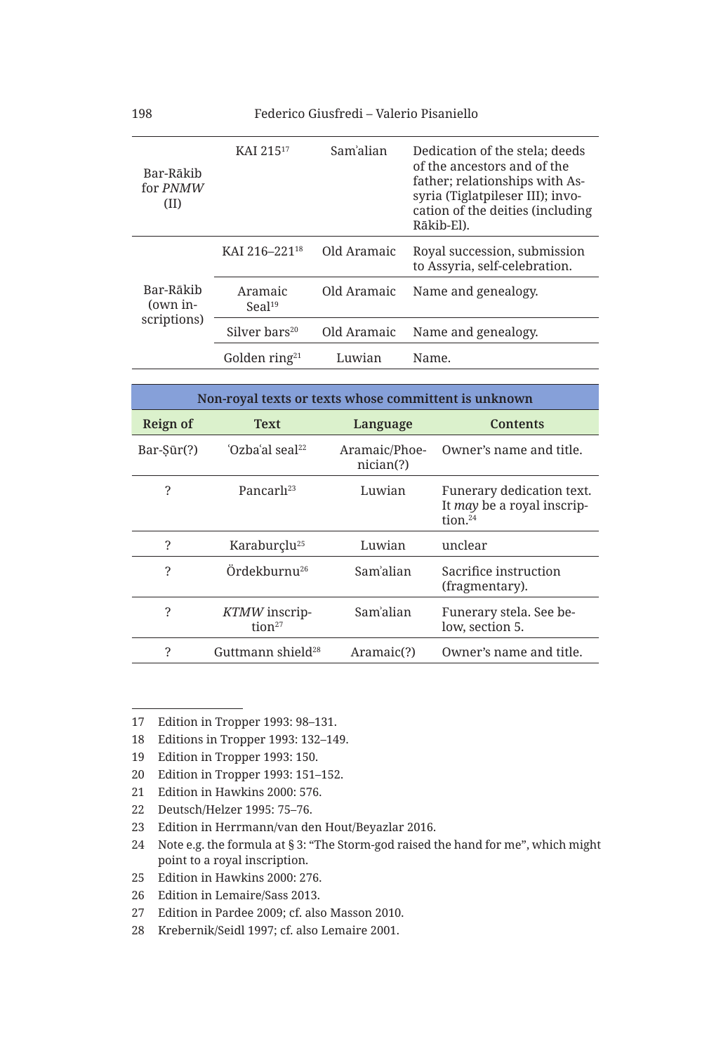| | | | |
|---|---|---|---|
| Bar-Rākib for *PNMW* (II) | KAI 215[17] | Sam'alian | Dedication of the stela; deeds of the ancestors and of the father; relationships with Assyria (Tiglatpileser III); invocation of the deities (including Rākib-El). |
| Bar-Rākib (own inscriptions) | KAI 216–221[18] | Old Aramaic | Royal succession, submission to Assyria, self-celebration. |
| | Aramaic Seal[19] | Old Aramaic | Name and genealogy. |
| | Silver bars[20] | Old Aramaic | Name and genealogy. |
| | Golden ring[21] | Luwian | Name. |

| Non-royal texts or texts whose committent is unknown | | | |
|---|---|---|---|
| **Reign of** | **Text** | **Language** | **Contents** |
| Bar-Ṣūr(?) | ʿOzbaʿal seal[22] | Aramaic/Phoenician(?) | Owner's name and title. |
| ? | Pancarlı[23] | Luwian | Funerary dedication text. It *may* be a royal inscription.[24] |
| ? | Karaburçlu[25] | Luwian | unclear |
| ? | Ördekburnu[26] | Sam'alian | Sacrifice instruction (fragmentary). |
| ? | *KTMW* inscription[27] | Sam'alian | Funerary stela. See below, section 5. |
| ? | Guttmann shield[28] | Aramaic(?) | Owner's name and title. |

17 Edition in Tropper 1993: 98–131.
18 Editions in Tropper 1993: 132–149.
19 Edition in Tropper 1993: 150.
20 Edition in Tropper 1993: 151–152.
21 Edition in Hawkins 2000: 576.
22 Deutsch/Helzer 1995: 75–76.
23 Edition in Herrmann/van den Hout/Beyazlar 2016.
24 Note e.g. the formula at § 3: "The Storm-god raised the hand for me", which might point to a royal inscription.
25 Edition in Hawkins 2000: 276.
26 Edition in Lemaire/Sass 2013.
27 Edition in Pardee 2009; cf. also Masson 2010.
28 Krebernik/Seidl 1997; cf. also Lemaire 2001.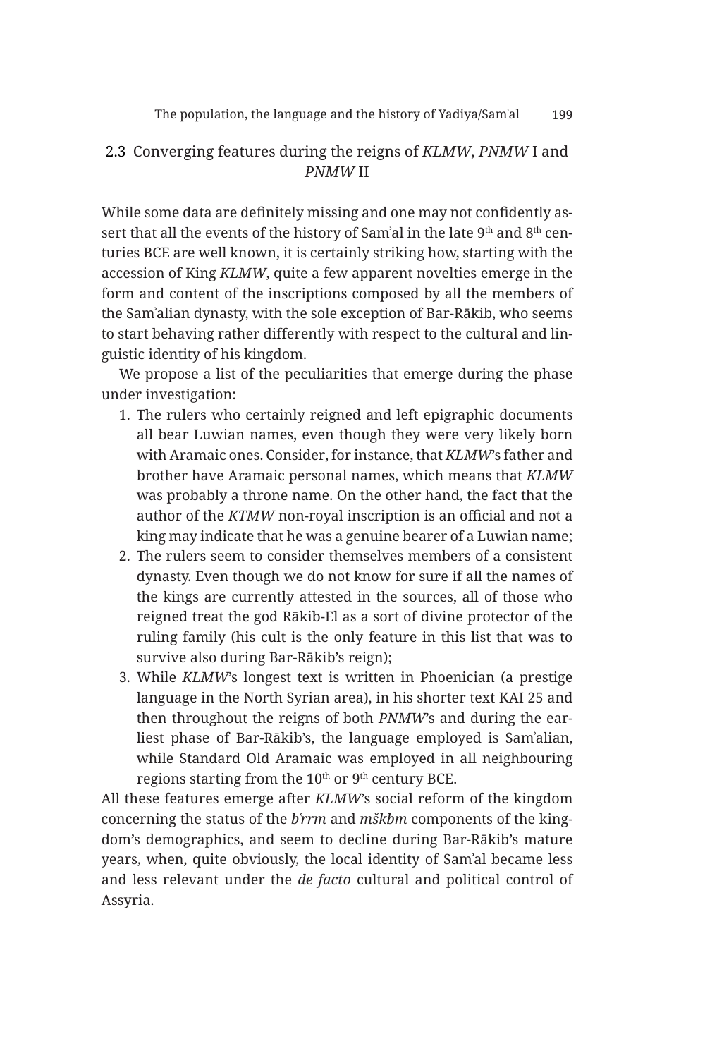## 2.3 Converging features during the reigns of *KLMW*, *PNMW* I and *PNMW* II

While some data are definitely missing and one may not confidently assert that all the events of the history of Samʾal in the late 9th and 8th centuries BCE are well known, it is certainly striking how, starting with the accession of King *KLMW*, quite a few apparent novelties emerge in the form and content of the inscriptions composed by all the members of the Samʾalian dynasty, with the sole exception of Bar-Rākib, who seems to start behaving rather differently with respect to the cultural and linguistic identity of his kingdom.

We propose a list of the peculiarities that emerge during the phase under investigation:

1. The rulers who certainly reigned and left epigraphic documents all bear Luwian names, even though they were very likely born with Aramaic ones. Consider, for instance, that *KLMW*'s father and brother have Aramaic personal names, which means that *KLMW* was probably a throne name. On the other hand, the fact that the author of the *KTMW* non-royal inscription is an official and not a king may indicate that he was a genuine bearer of a Luwian name;
2. The rulers seem to consider themselves members of a consistent dynasty. Even though we do not know for sure if all the names of the kings are currently attested in the sources, all of those who reigned treat the god Rākib-El as a sort of divine protector of the ruling family (his cult is the only feature in this list that was to survive also during Bar-Rākib's reign);
3. While *KLMW*'s longest text is written in Phoenician (a prestige language in the North Syrian area), in his shorter text KAI 25 and then throughout the reigns of both *PNMW*'s and during the earliest phase of Bar-Rākib's, the language employed is Samʾalian, while Standard Old Aramaic was employed in all neighbouring regions starting from the 10th or 9th century BCE.

All these features emerge after *KLMW*'s social reform of the kingdom concerning the status of the *bʿrrm* and *mškbm* components of the kingdom's demographics, and seem to decline during Bar-Rākib's mature years, when, quite obviously, the local identity of Samʾal became less and less relevant under the *de facto* cultural and political control of Assyria.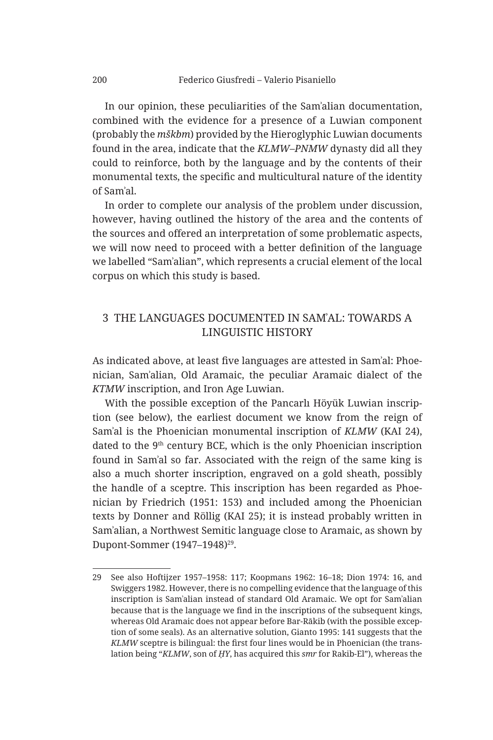In our opinion, these peculiarities of the Samʾalian documentation, combined with the evidence for a presence of a Luwian component (probably the *mškbm*) provided by the Hieroglyphic Luwian documents found in the area, indicate that the *KLMW–PNMW* dynasty did all they could to reinforce, both by the language and by the contents of their monumental texts, the specific and multicultural nature of the identity of Samʾal.

In order to complete our analysis of the problem under discussion, however, having outlined the history of the area and the contents of the sources and offered an interpretation of some problematic aspects, we will now need to proceed with a better definition of the language we labelled "Samʾalian", which represents a crucial element of the local corpus on which this study is based.

## 3 THE LANGUAGES DOCUMENTED IN SAMʾAL: TOWARDS A LINGUISTIC HISTORY

As indicated above, at least five languages are attested in Samʾal: Phoenician, Samʾalian, Old Aramaic, the peculiar Aramaic dialect of the *KTMW* inscription, and Iron Age Luwian.

With the possible exception of the Pancarlı Höyük Luwian inscription (see below), the earliest document we know from the reign of Samʾal is the Phoenician monumental inscription of *KLMW* (KAI 24), dated to the 9th century BCE, which is the only Phoenician inscription found in Samʾal so far. Associated with the reign of the same king is also a much shorter inscription, engraved on a gold sheath, possibly the handle of a sceptre. This inscription has been regarded as Phoenician by Friedrich (1951: 153) and included among the Phoenician texts by Donner and Röllig (KAI 25); it is instead probably written in Samʾalian, a Northwest Semitic language close to Aramaic, as shown by Dupont-Sommer (1947–1948)[29].

---

29 See also Hoftijzer 1957–1958: 117; Koopmans 1962: 16–18; Dion 1974: 16, and Swiggers 1982. However, there is no compelling evidence that the language of this inscription is Samʾalian instead of standard Old Aramaic. We opt for Samʾalian because that is the language we find in the inscriptions of the subsequent kings, whereas Old Aramaic does not appear before Bar-Rākib (with the possible exception of some seals). As an alternative solution, Gianto 1995: 141 suggests that the *KLMW* sceptre is bilingual: the first four lines would be in Phoenician (the translation being "*KLMW*, son of *ḤY*, has acquired this *smr* for Rakib-El"), whereas the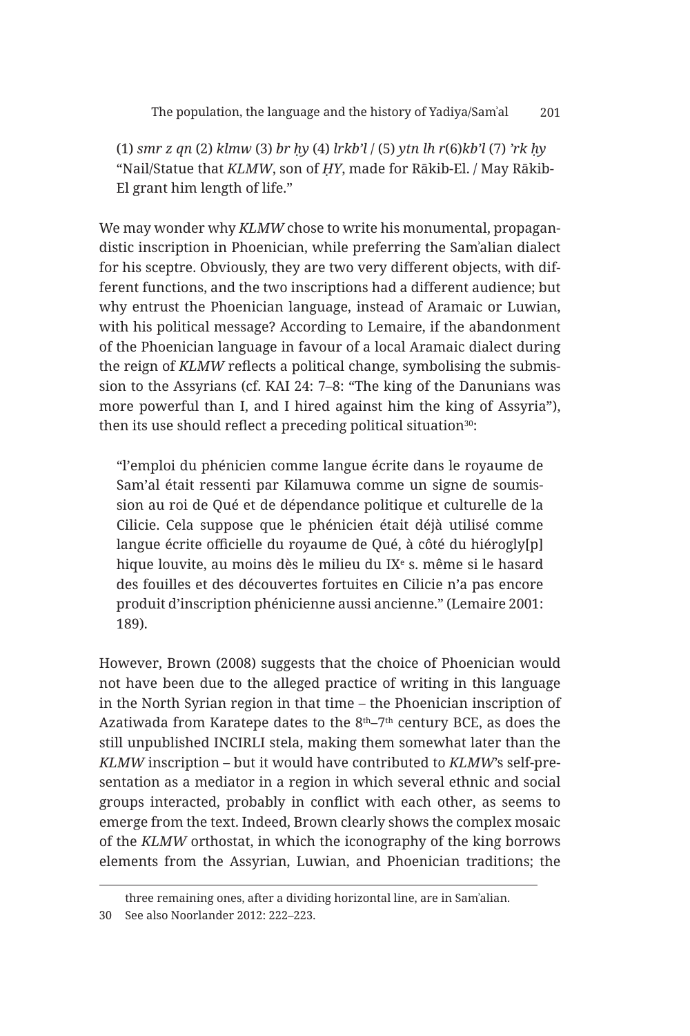(1) *smr z qn* (2) *klmw* (3) *br ḥy* (4) *lrkb'l* / (5) *ytn lh r*(6)*kb'l* (7) *'rk ḥy* "Nail/Statue that *KLMW*, son of *ḤY*, made for Rākib-El. / May Rākib-El grant him length of life."

We may wonder why *KLMW* chose to write his monumental, propagandistic inscription in Phoenician, while preferring the Sam'alian dialect for his sceptre. Obviously, they are two very different objects, with different functions, and the two inscriptions had a different audience; but why entrust the Phoenician language, instead of Aramaic or Luwian, with his political message? According to Lemaire, if the abandonment of the Phoenician language in favour of a local Aramaic dialect during the reign of *KLMW* reflects a political change, symbolising the submission to the Assyrians (cf. KAI 24: 7–8: "The king of the Danunians was more powerful than I, and I hired against him the king of Assyria"), then its use should reflect a preceding political situation[30]:

> "l'emploi du phénicien comme langue écrite dans le royaume de Sam'al était ressenti par Kilamuwa comme un signe de soumission au roi de Qué et de dépendance politique et culturelle de la Cilicie. Cela suppose que le phénicien était déjà utilisé comme langue écrite officielle du royaume de Qué, à côté du hiérogly[p]hique louvite, au moins dès le milieu du IX[e] s. même si le hasard des fouilles et des découvertes fortuites en Cilicie n'a pas encore produit d'inscription phénicienne aussi ancienne." (Lemaire 2001: 189).

However, Brown (2008) suggests that the choice of Phoenician would not have been due to the alleged practice of writing in this language in the North Syrian region in that time – the Phoenician inscription of Azatiwada from Karatepe dates to the 8[th]–7[th] century BCE, as does the still unpublished INCIRLI stela, making them somewhat later than the *KLMW* inscription – but it would have contributed to *KLMW*'s self-presentation as a mediator in a region in which several ethnic and social groups interacted, probably in conflict with each other, as seems to emerge from the text. Indeed, Brown clearly shows the complex mosaic of the *KLMW* orthostat, in which the iconography of the king borrows elements from the Assyrian, Luwian, and Phoenician traditions; the

three remaining ones, after a dividing horizontal line, are in Sam'alian.

30 See also Noorlander 2012: 222–223.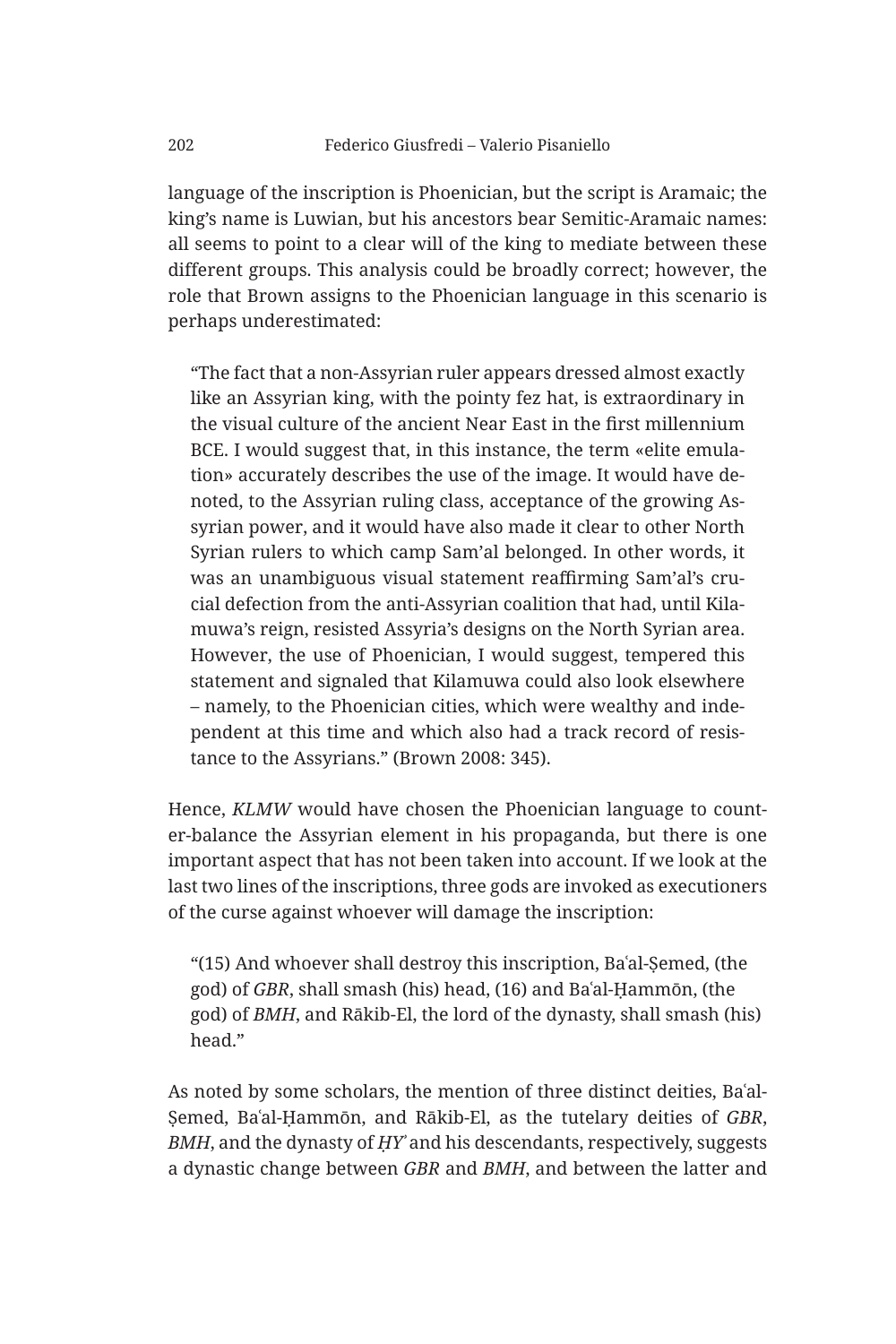language of the inscription is Phoenician, but the script is Aramaic; the king's name is Luwian, but his ancestors bear Semitic-Aramaic names: all seems to point to a clear will of the king to mediate between these different groups. This analysis could be broadly correct; however, the role that Brown assigns to the Phoenician language in this scenario is perhaps underestimated:

> "The fact that a non-Assyrian ruler appears dressed almost exactly like an Assyrian king, with the pointy fez hat, is extraordinary in the visual culture of the ancient Near East in the first millennium BCE. I would suggest that, in this instance, the term «elite emulation» accurately describes the use of the image. It would have denoted, to the Assyrian ruling class, acceptance of the growing Assyrian power, and it would have also made it clear to other North Syrian rulers to which camp Sam'al belonged. In other words, it was an unambiguous visual statement reaffirming Sam'al's crucial defection from the anti-Assyrian coalition that had, until Kilamuwa's reign, resisted Assyria's designs on the North Syrian area. However, the use of Phoenician, I would suggest, tempered this statement and signaled that Kilamuwa could also look elsewhere – namely, to the Phoenician cities, which were wealthy and independent at this time and which also had a track record of resistance to the Assyrians." (Brown 2008: 345).

Hence, *KLMW* would have chosen the Phoenician language to counter-balance the Assyrian element in his propaganda, but there is one important aspect that has not been taken into account. If we look at the last two lines of the inscriptions, three gods are invoked as executioners of the curse against whoever will damage the inscription:

> "(15) And whoever shall destroy this inscription, Baʿal-Ṣemed, (the god) of *GBR*, shall smash (his) head, (16) and Baʿal-Ḥammōn, (the god) of *BMH*, and Rākib-El, the lord of the dynasty, shall smash (his) head."

As noted by some scholars, the mention of three distinct deities, Baʿal-Ṣemed, Baʿal-Ḥammōn, and Rākib-El, as the tutelary deities of *GBR*, *BMH*, and the dynasty of *ḤYʾ* and his descendants, respectively, suggests a dynastic change between *GBR* and *BMH*, and between the latter and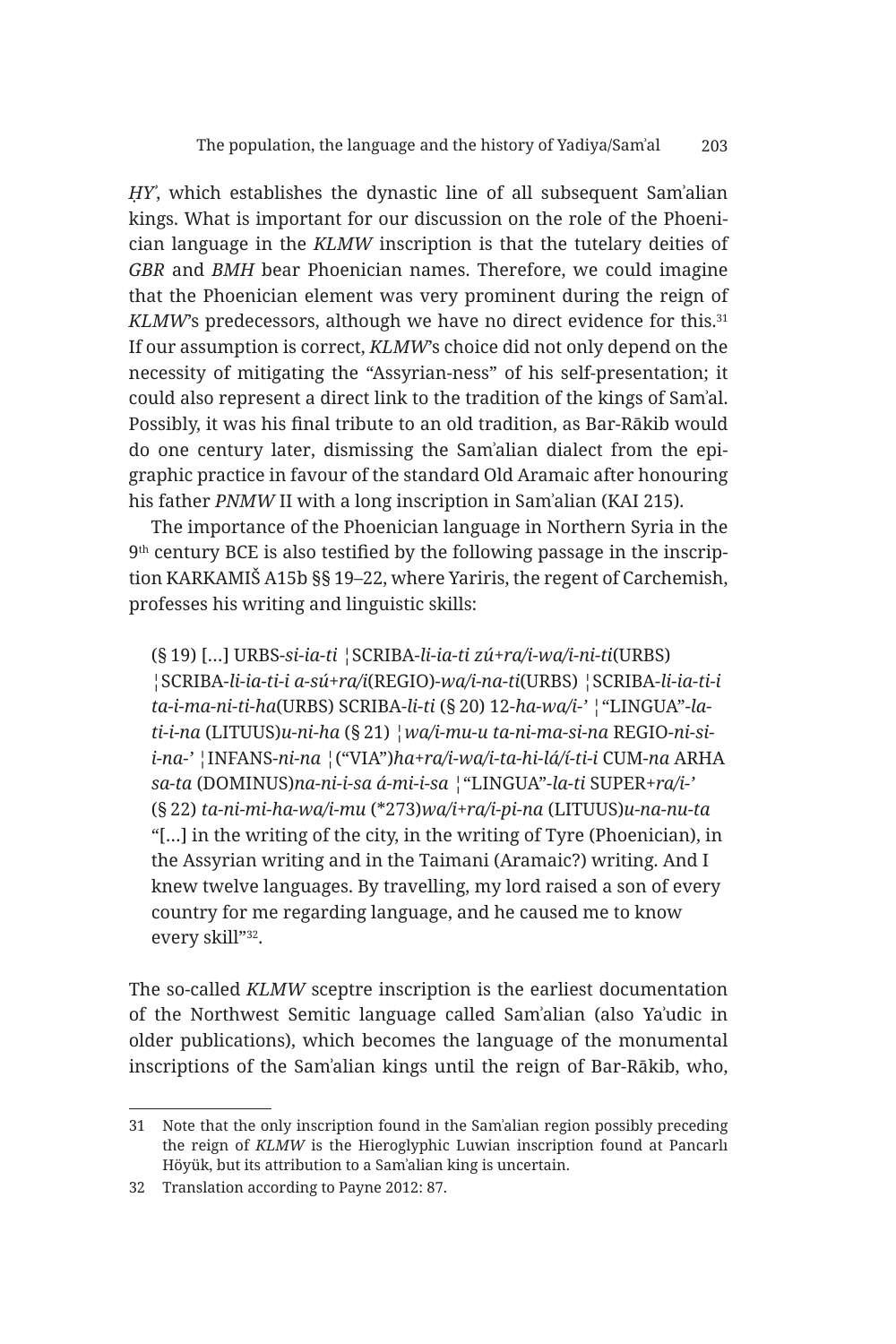*ḤY'*, which establishes the dynastic line of all subsequent Samʾalian kings. What is important for our discussion on the role of the Phoenician language in the *KLMW* inscription is that the tutelary deities of *GBR* and *BMH* bear Phoenician names. Therefore, we could imagine that the Phoenician element was very prominent during the reign of *KLMW*'s predecessors, although we have no direct evidence for this.[31] If our assumption is correct, *KLMW*'s choice did not only depend on the necessity of mitigating the "Assyrian-ness" of his self-presentation; it could also represent a direct link to the tradition of the kings of Samʾal. Possibly, it was his final tribute to an old tradition, as Bar-Rākib would do one century later, dismissing the Samʾalian dialect from the epigraphic practice in favour of the standard Old Aramaic after honouring his father *PNMW* II with a long inscription in Samʾalian (KAI 215).

The importance of the Phoenician language in Northern Syria in the 9th century BCE is also testified by the following passage in the inscription KARKAMIŠ A15b §§ 19–22, where Yariris, the regent of Carchemish, professes his writing and linguistic skills:

> (§ 19) […] URBS-*si-ia-ti* ¦SCRIBA-*li-ia-ti zú+ra/i-wa/i-ni-ti*(URBS) ¦SCRIBA-*li-ia-ti-i a-sú+ra/i*(REGIO)-*wa/i-na-ti*(URBS) ¦SCRIBA-*li-ia-ti-i ta-i-ma-ni-ti-ha*(URBS) SCRIBA-*li-ti* (§ 20) 12-*ha-wa/i-'* ¦"LINGUA"-*la-ti-i-na* (LITUUS)*u-ni-ha* (§ 21) ¦*wa/i-mu-u ta-ni-ma-si-na* REGIO-*ni-si-i-na-'* ¦INFANS-*ni-na* ¦("VIA")*ha+ra/i-wa/i-ta-hi-lá/í-ti-i* CUM-*na* ARHA *sa-ta* (DOMINUS)*na-ni-i-sa á-mi-i-sa* ¦"LINGUA"-*la-ti* SUPER+*ra/i-'* (§ 22) *ta-ni-mi-ha-wa/i-mu* (*273)*wa/i+ra/i-pi-na* (LITUUS)*u-na-nu-ta*
> "[…] in the writing of the city, in the writing of Tyre (Phoenician), in the Assyrian writing and in the Taimani (Aramaic?) writing. And I knew twelve languages. By travelling, my lord raised a son of every country for me regarding language, and he caused me to know every skill"[32].

The so-called *KLMW* sceptre inscription is the earliest documentation of the Northwest Semitic language called Samʾalian (also Yaʾudic in older publications), which becomes the language of the monumental inscriptions of the Samʾalian kings until the reign of Bar-Rākib, who,

---

31 Note that the only inscription found in the Samʾalian region possibly preceding the reign of *KLMW* is the Hieroglyphic Luwian inscription found at Pancarlı Höyük, but its attribution to a Samʾalian king is uncertain.

32 Translation according to Payne 2012: 87.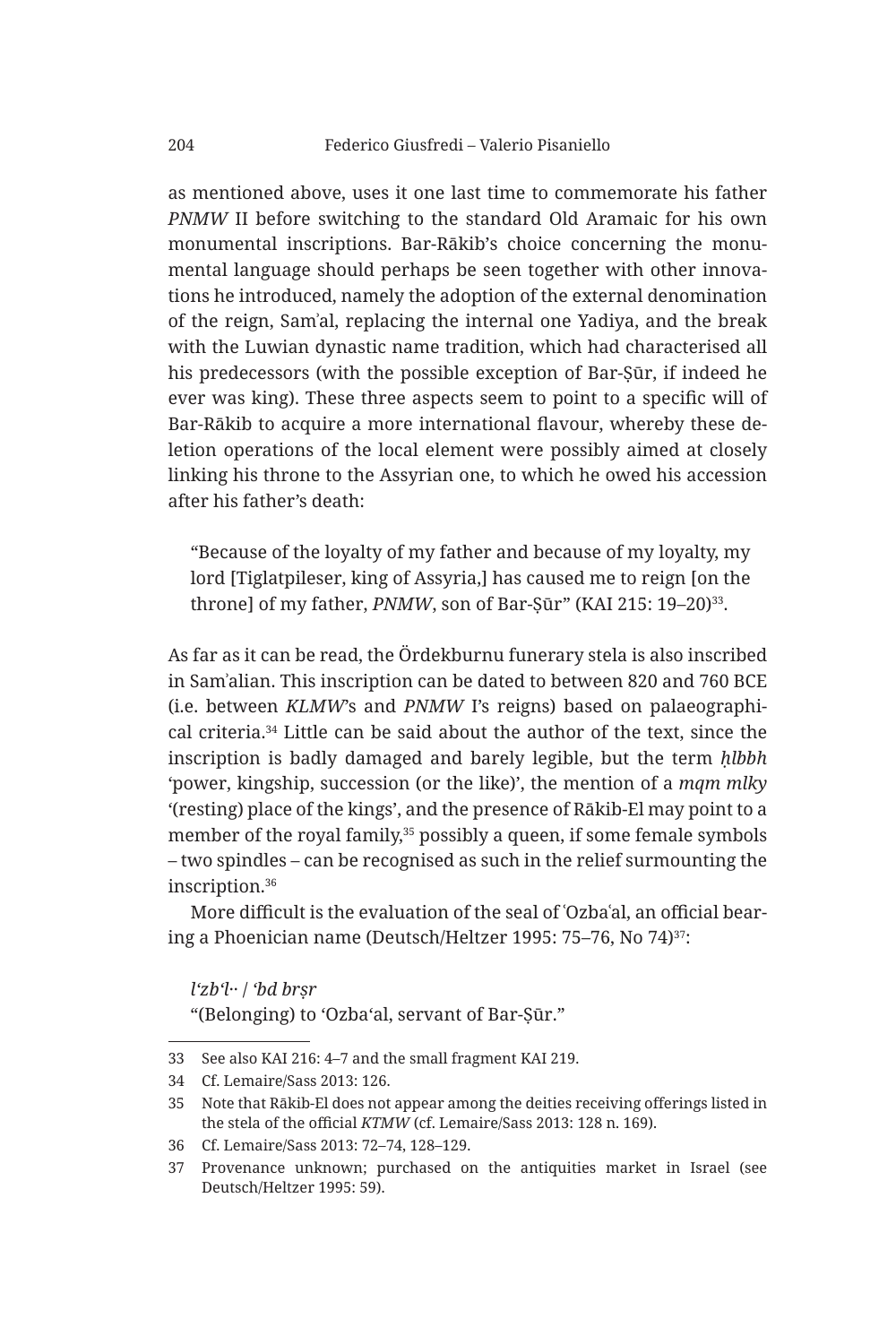as mentioned above, uses it one last time to commemorate his father *PNMW* II before switching to the standard Old Aramaic for his own monumental inscriptions. Bar-Rākib's choice concerning the monumental language should perhaps be seen together with other innovations he introduced, namely the adoption of the external denomination of the reign, Sam'al, replacing the internal one Yadiya, and the break with the Luwian dynastic name tradition, which had characterised all his predecessors (with the possible exception of Bar-Ṣūr, if indeed he ever was king). These three aspects seem to point to a specific will of Bar-Rākib to acquire a more international flavour, whereby these deletion operations of the local element were possibly aimed at closely linking his throne to the Assyrian one, to which he owed his accession after his father's death:

> "Because of the loyalty of my father and because of my loyalty, my lord [Tiglatpileser, king of Assyria,] has caused me to reign [on the throne] of my father, *PNMW*, son of Bar-Ṣūr" (KAI 215: 19–20)[33].

As far as it can be read, the Ördekburnu funerary stela is also inscribed in Samʾalian. This inscription can be dated to between 820 and 760 BCE (i.e. between *KLMW*'s and *PNMW* I's reigns) based on palaeographical criteria.[34] Little can be said about the author of the text, since the inscription is badly damaged and barely legible, but the term *ḥlbbh* 'power, kingship, succession (or the like)', the mention of a *mqm mlky* '(resting) place of the kings', and the presence of Rākib-El may point to a member of the royal family,[35] possibly a queen, if some female symbols – two spindles – can be recognised as such in the relief surmounting the inscription.[36]

More difficult is the evaluation of the seal of ʿOzbaʿal, an official bearing a Phoenician name (Deutsch/Heltzer 1995: 75–76, No 74)[37]:

*lʿzbʿl·· | ʿbd brṣr*
"(Belonging) to ʿOzbaʿal, servant of Bar-Ṣūr."

---

33 See also KAI 216: 4–7 and the small fragment KAI 219.

34 Cf. Lemaire/Sass 2013: 126.

35 Note that Rākib-El does not appear among the deities receiving offerings listed in the stela of the official *KTMW* (cf. Lemaire/Sass 2013: 128 n. 169).

36 Cf. Lemaire/Sass 2013: 72–74, 128–129.

37 Provenance unknown; purchased on the antiquities market in Israel (see Deutsch/Heltzer 1995: 59).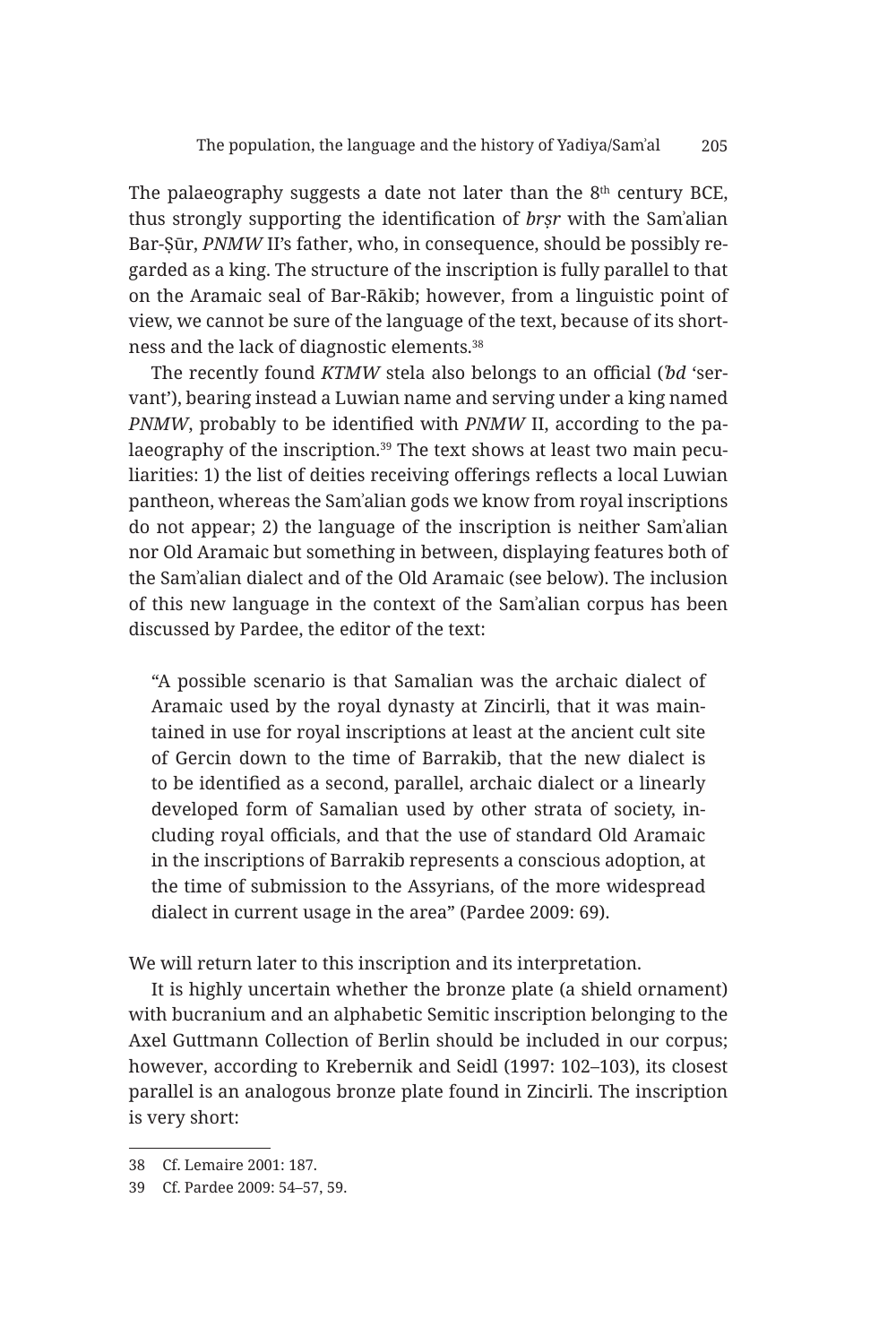The palaeography suggests a date not later than the 8th century BCE, thus strongly supporting the identification of *brṣr* with the Samʾalian Bar-Ṣūr, *PNMW* II's father, who, in consequence, should be possibly regarded as a king. The structure of the inscription is fully parallel to that on the Aramaic seal of Bar-Rākib; however, from a linguistic point of view, we cannot be sure of the language of the text, because of its shortness and the lack of diagnostic elements.[38]

The recently found *KTMW* stela also belongs to an official (*ʿbd* 'servant'), bearing instead a Luwian name and serving under a king named *PNMW*, probably to be identified with *PNMW* II, according to the palaeography of the inscription.[39] The text shows at least two main peculiarities: 1) the list of deities receiving offerings reflects a local Luwian pantheon, whereas the Samʾalian gods we know from royal inscriptions do not appear; 2) the language of the inscription is neither Samʾalian nor Old Aramaic but something in between, displaying features both of the Samʾalian dialect and of the Old Aramaic (see below). The inclusion of this new language in the context of the Samʾalian corpus has been discussed by Pardee, the editor of the text:

> "A possible scenario is that Samalian was the archaic dialect of Aramaic used by the royal dynasty at Zincirli, that it was maintained in use for royal inscriptions at least at the ancient cult site of Gercin down to the time of Barrakib, that the new dialect is to be identified as a second, parallel, archaic dialect or a linearly developed form of Samalian used by other strata of society, including royal officials, and that the use of standard Old Aramaic in the inscriptions of Barrakib represents a conscious adoption, at the time of submission to the Assyrians, of the more widespread dialect in current usage in the area" (Pardee 2009: 69).

We will return later to this inscription and its interpretation.

It is highly uncertain whether the bronze plate (a shield ornament) with bucranium and an alphabetic Semitic inscription belonging to the Axel Guttmann Collection of Berlin should be included in our corpus; however, according to Krebernik and Seidl (1997: 102–103), its closest parallel is an analogous bronze plate found in Zincirli. The inscription is very short:

---

38 Cf. Lemaire 2001: 187.

39 Cf. Pardee 2009: 54–57, 59.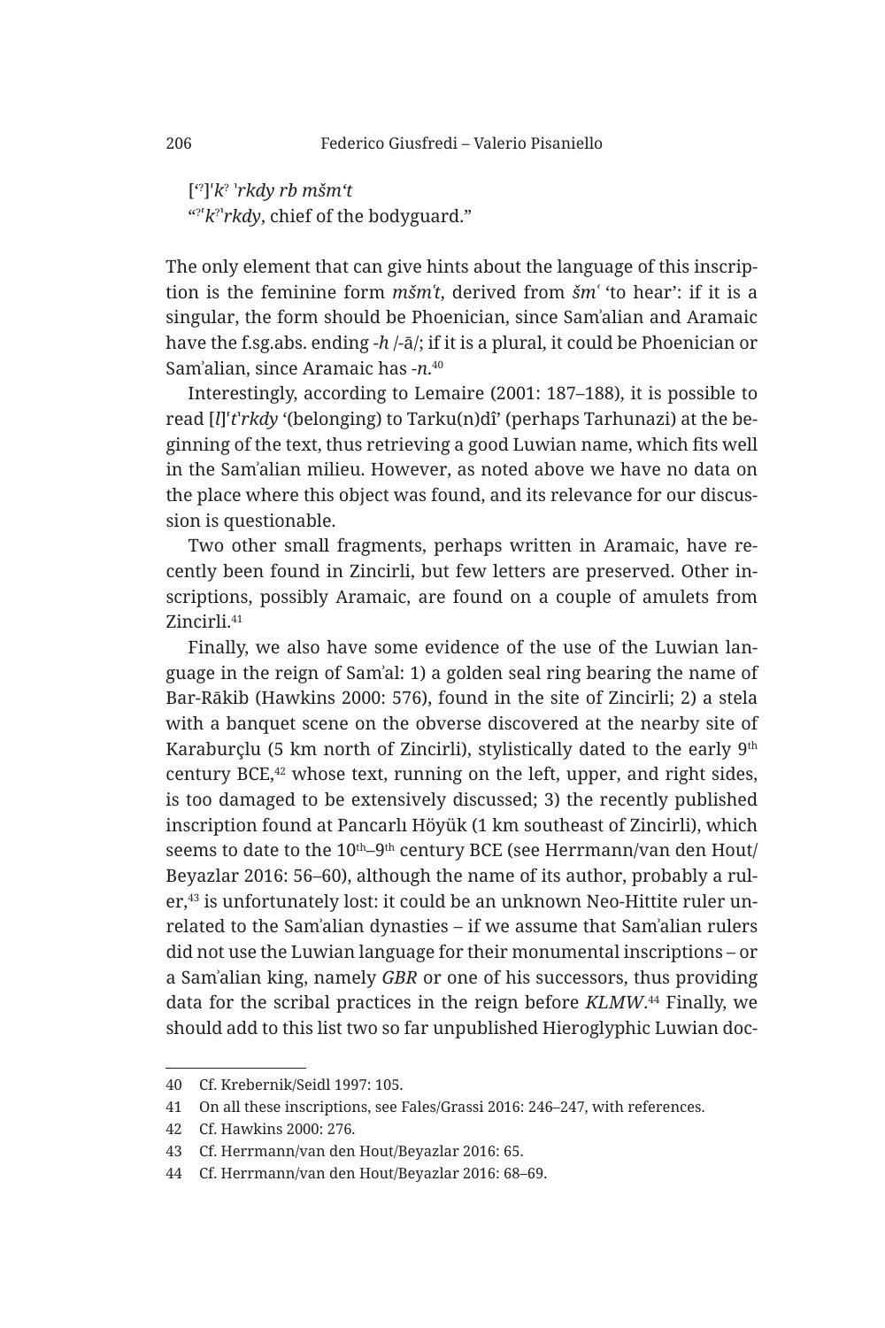[ʿ?]ˈkʾ ʾrkdy rb mšmʿt

"ʿ?ˈkʾˈrkdy, chief of the bodyguard."

The only element that can give hints about the language of this inscription is the feminine form *mšmʿt*, derived from *šmʿ* 'to hear': if it is a singular, the form should be Phoenician, since Samʾalian and Aramaic have the f.sg.abs. ending *-h* /-ā/; if it is a plural, it could be Phoenician or Samʾalian, since Aramaic has *-n*.[40]

Interestingly, according to Lemaire (2001: 187–188), it is possible to read [*l*]ˈ*t*ˈ*rkdy* '(belonging) to Tarku(n)dî' (perhaps Tarhunazi) at the beginning of the text, thus retrieving a good Luwian name, which fits well in the Samʾalian milieu. However, as noted above we have no data on the place where this object was found, and its relevance for our discussion is questionable.

Two other small fragments, perhaps written in Aramaic, have recently been found in Zincirli, but few letters are preserved. Other inscriptions, possibly Aramaic, are found on a couple of amulets from Zincirli.[41]

Finally, we also have some evidence of the use of the Luwian language in the reign of Samʾal: 1) a golden seal ring bearing the name of Bar-Rākib (Hawkins 2000: 576), found in the site of Zincirli; 2) a stela with a banquet scene on the obverse discovered at the nearby site of Karaburçlu (5 km north of Zincirli), stylistically dated to the early 9th century BCE,[42] whose text, running on the left, upper, and right sides, is too damaged to be extensively discussed; 3) the recently published inscription found at Pancarlı Höyük (1 km southeast of Zincirli), which seems to date to the 10th–9th century BCE (see Herrmann/van den Hout/Beyazlar 2016: 56–60), although the name of its author, probably a ruler,[43] is unfortunately lost: it could be an unknown Neo-Hittite ruler unrelated to the Samʾalian dynasties – if we assume that Samʾalian rulers did not use the Luwian language for their monumental inscriptions – or a Samʾalian king, namely *GBR* or one of his successors, thus providing data for the scribal practices in the reign before *KLMW*.[44] Finally, we should add to this list two so far unpublished Hieroglyphic Luwian doc-

40 Cf. Krebernik/Seidl 1997: 105.

41 On all these inscriptions, see Fales/Grassi 2016: 246–247, with references.

42 Cf. Hawkins 2000: 276.

43 Cf. Herrmann/van den Hout/Beyazlar 2016: 65.

44 Cf. Herrmann/van den Hout/Beyazlar 2016: 68–69.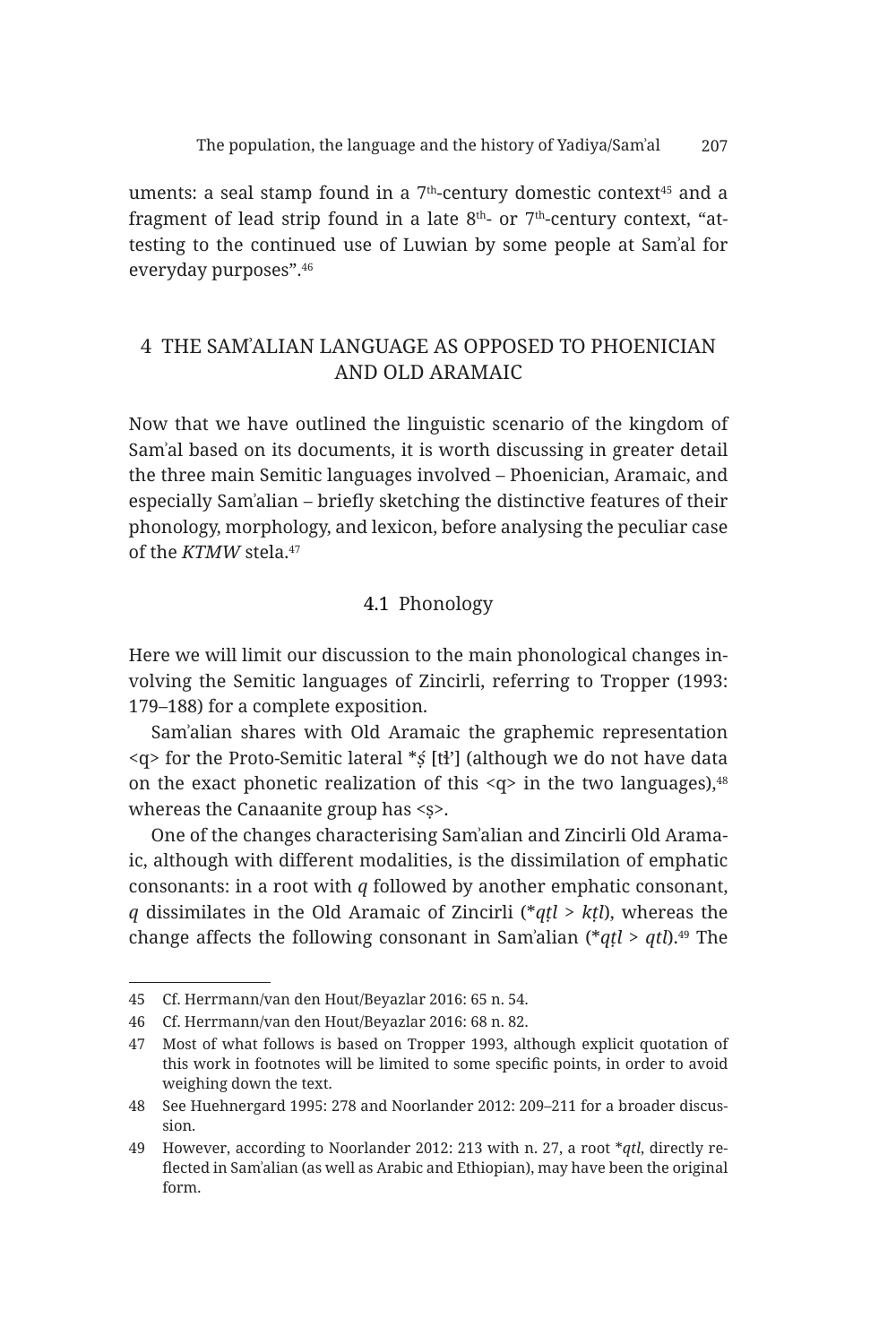uments: a seal stamp found in a 7th-century domestic context[45] and a fragment of lead strip found in a late 8th- or 7th-century context, "attesting to the continued use of Luwian by some people at Samʾal for everyday purposes".[46]

## 4 THE SAMʾALIAN LANGUAGE AS OPPOSED TO PHOENICIAN AND OLD ARAMAIC

Now that we have outlined the linguistic scenario of the kingdom of Samʾal based on its documents, it is worth discussing in greater detail the three main Semitic languages involved – Phoenician, Aramaic, and especially Samʾalian – briefly sketching the distinctive features of their phonology, morphology, and lexicon, before analysing the peculiar case of the *KTMW* stela.[47]

### 4.1 Phonology

Here we will limit our discussion to the main phonological changes involving the Semitic languages of Zincirli, referring to Tropper (1993: 179–188) for a complete exposition.

Samʾalian shares with Old Aramaic the graphemic representation <q> for the Proto-Semitic lateral **ṣ́* [tɬʼ] (although we do not have data on the exact phonetic realization of this <q> in the two languages),[48] whereas the Canaanite group has <ṣ>.

One of the changes characterising Samʾalian and Zincirli Old Aramaic, although with different modalities, is the dissimilation of emphatic consonants: in a root with *q* followed by another emphatic consonant, *q* dissimilates in the Old Aramaic of Zincirli (**qṭl* > *kṭl*), whereas the change affects the following consonant in Samʾalian (**qṭl* > *qtl*).[49] The

---

45 Cf. Herrmann/van den Hout/Beyazlar 2016: 65 n. 54.

46 Cf. Herrmann/van den Hout/Beyazlar 2016: 68 n. 82.

47 Most of what follows is based on Tropper 1993, although explicit quotation of this work in footnotes will be limited to some specific points, in order to avoid weighing down the text.

48 See Huehnergard 1995: 278 and Noorlander 2012: 209–211 for a broader discussion.

49 However, according to Noorlander 2012: 213 with n. 27, a root **qtl*, directly reflected in Samʾalian (as well as Arabic and Ethiopian), may have been the original form.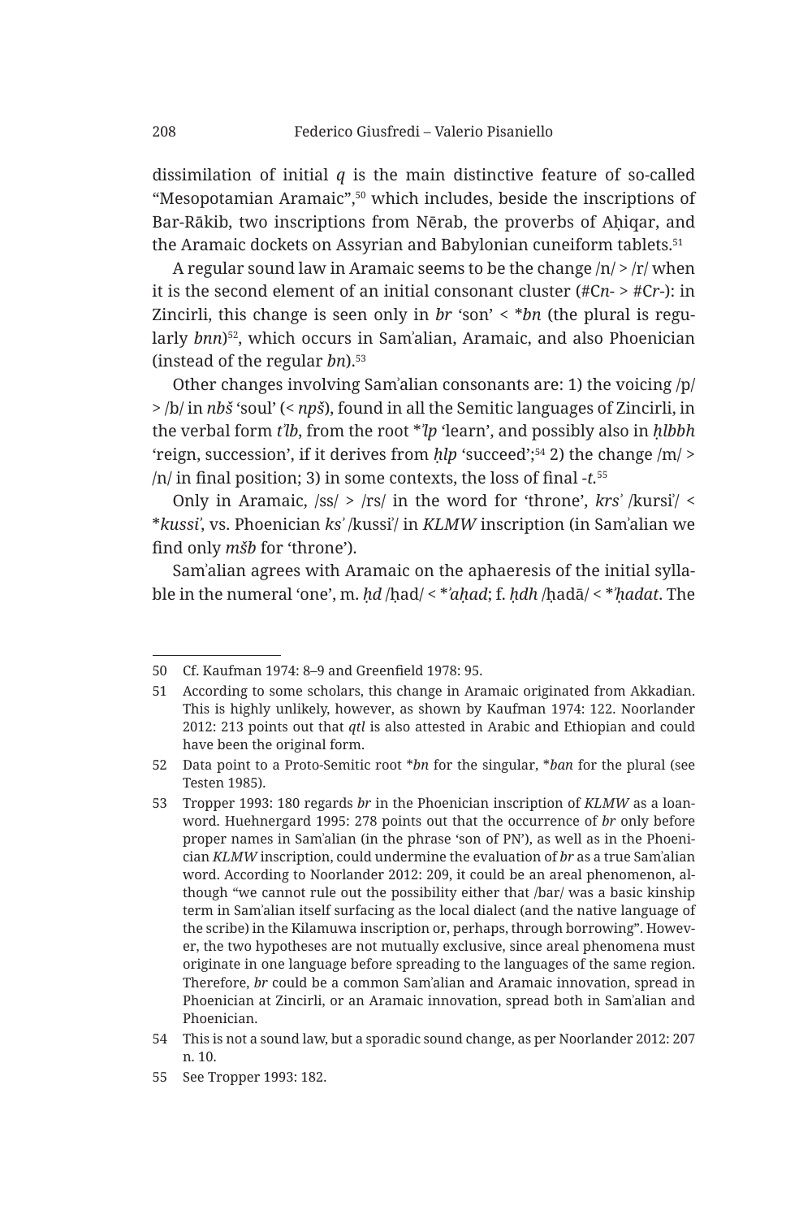dissimilation of initial *q* is the main distinctive feature of so-called "Mesopotamian Aramaic",[50] which includes, beside the inscriptions of Bar-Rākib, two inscriptions from Nērab, the proverbs of Aḥiqar, and the Aramaic dockets on Assyrian and Babylonian cuneiform tablets.[51]

A regular sound law in Aramaic seems to be the change /n/ > /r/ when it is the second element of an initial consonant cluster (#C*n*- > #C*r*-): in Zincirli, this change is seen only in *br* 'son' < \**bn* (the plural is regularly *bnn*)[52], which occurs in Samʾalian, Aramaic, and also Phoenician (instead of the regular *bn*).[53]

Other changes involving Samʾalian consonants are: 1) the voicing /p/ > /b/ in *nbš* 'soul' (< *npš*), found in all the Semitic languages of Zincirli, in the verbal form *tʾlb*, from the root \**ʾlp* 'learn', and possibly also in *ḥlbbh* 'reign, succession', if it derives from *ḥlp* 'succeed';[54] 2) the change /m/ > /n/ in final position; 3) in some contexts, the loss of final -*t*.[55]

Only in Aramaic, /ss/ > /rs/ in the word for 'throne', *krsʾ* /kursiʾ/ < \**kussiʾ*, vs. Phoenician *ksʾ* /kussiʾ/ in *KLMW* inscription (in Samʾalian we find only *mšb* for 'throne').

Samʾalian agrees with Aramaic on the aphaeresis of the initial syllable in the numeral 'one', m. *ḥd* /ḥad/ < \**ʾaḥad*; f. *ḥdh* /ḥadā/ < \**ʾḥadat*. The

---

50 Cf. Kaufman 1974: 8–9 and Greenfield 1978: 95.

51 According to some scholars, this change in Aramaic originated from Akkadian. This is highly unlikely, however, as shown by Kaufman 1974: 122. Noorlander 2012: 213 points out that *qtl* is also attested in Arabic and Ethiopian and could have been the original form.

52 Data point to a Proto-Semitic root \**bn* for the singular, \**ban* for the plural (see Testen 1985).

53 Tropper 1993: 180 regards *br* in the Phoenician inscription of *KLMW* as a loanword. Huehnergard 1995: 278 points out that the occurrence of *br* only before proper names in Samʾalian (in the phrase 'son of PN'), as well as in the Phoenician *KLMW* inscription, could undermine the evaluation of *br* as a true Samʾalian word. According to Noorlander 2012: 209, it could be an areal phenomenon, although "we cannot rule out the possibility either that /bar/ was a basic kinship term in Samʾalian itself surfacing as the local dialect (and the native language of the scribe) in the Kilamuwa inscription or, perhaps, through borrowing". However, the two hypotheses are not mutually exclusive, since areal phenomena must originate in one language before spreading to the languages of the same region. Therefore, *br* could be a common Samʾalian and Aramaic innovation, spread in Phoenician at Zincirli, or an Aramaic innovation, spread both in Samʾalian and Phoenician.

54 This is not a sound law, but a sporadic sound change, as per Noorlander 2012: 207 n. 10.

55 See Tropper 1993: 182.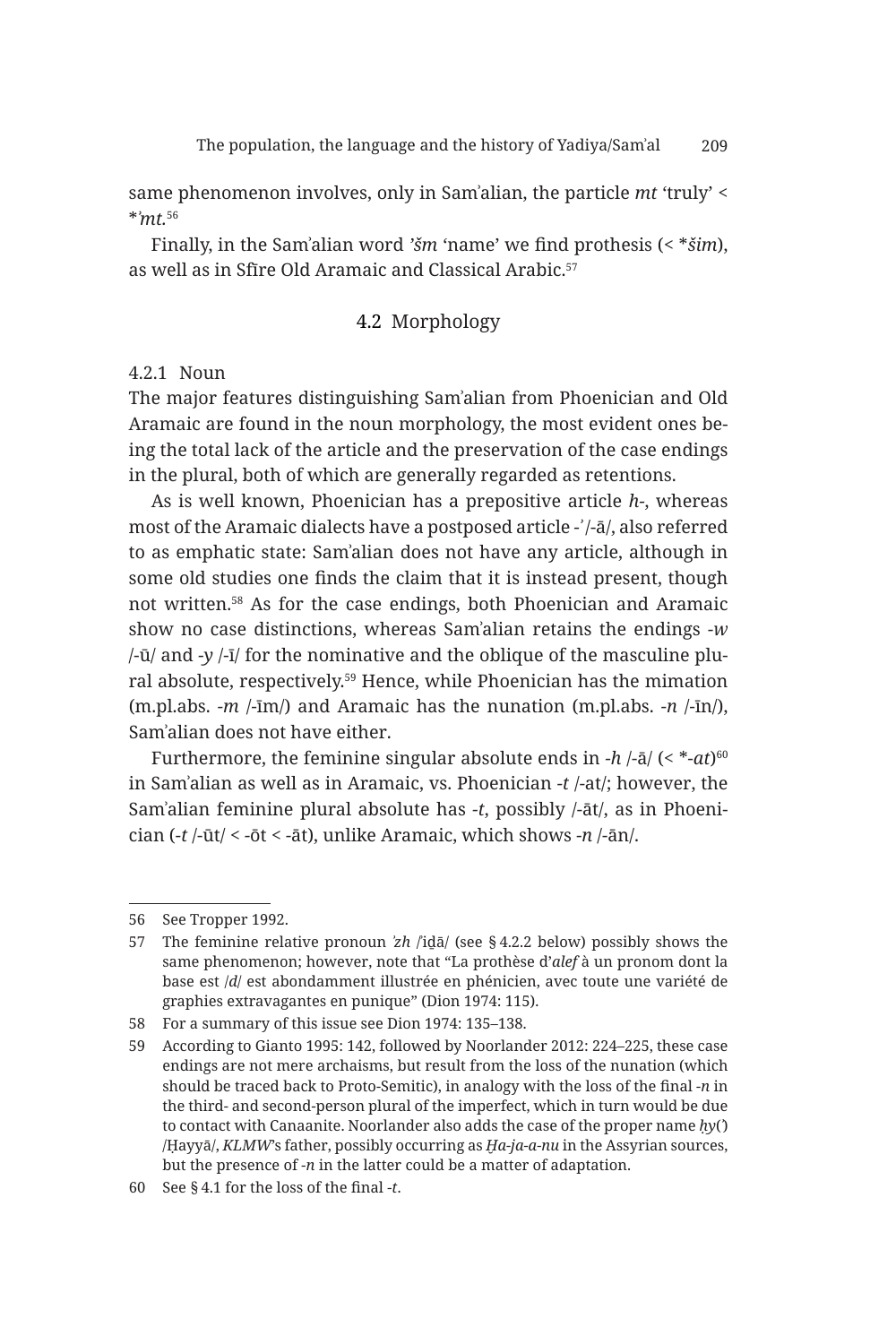same phenomenon involves, only in Samʾalian, the particle *mt* 'truly' < *\*ʾmt*.[56]

Finally, in the Samʾalian word *ʾšm* 'name' we find prothesis (< *\*šim*), as well as in Sfīre Old Aramaic and Classical Arabic.[57]

## 4.2 Morphology

### 4.2.1 Noun

The major features distinguishing Samʾalian from Phoenician and Old Aramaic are found in the noun morphology, the most evident ones being the total lack of the article and the preservation of the case endings in the plural, both of which are generally regarded as retentions.

As is well known, Phoenician has a prepositive article *h*-, whereas most of the Aramaic dialects have a postposed article -*ʾ* /-ā/, also referred to as emphatic state: Samʾalian does not have any article, although in some old studies one finds the claim that it is instead present, though not written.[58] As for the case endings, both Phoenician and Aramaic show no case distinctions, whereas Samʾalian retains the endings -*w* /-ū/ and -*y* /-ī/ for the nominative and the oblique of the masculine plural absolute, respectively.[59] Hence, while Phoenician has the mimation (m.pl.abs. -*m* /-īm/) and Aramaic has the nunation (m.pl.abs. -*n* /-īn/), Samʾalian does not have either.

Furthermore, the feminine singular absolute ends in -*h* /-ā/ (< *\*-at*)[60] in Samʾalian as well as in Aramaic, vs. Phoenician -*t* /-at/; however, the Samʾalian feminine plural absolute has -*t*, possibly /-āt/, as in Phoenician (-*t* /-ūt/ < -ōt < -āt), unlike Aramaic, which shows -*n* /-ān/.

---

56 See Tropper 1992.

57 The feminine relative pronoun *ʾzh* /ʾiḏā/ (see § 4.2.2 below) possibly shows the same phenomenon; however, note that "La prothèse d'*alef* à un pronom dont la base est /*d*/ est abondamment illustrée en phénicien, avec toute une variété de graphies extravagantes en punique" (Dion 1974: 115).

58 For a summary of this issue see Dion 1974: 135–138.

59 According to Gianto 1995: 142, followed by Noorlander 2012: 224–225, these case endings are not mere archaisms, but result from the loss of the nunation (which should be traced back to Proto-Semitic), in analogy with the loss of the final -*n* in the third- and second-person plural of the imperfect, which in turn would be due to contact with Canaanite. Noorlander also adds the case of the proper name *ḥy*(ʾ) /Ḥayyā/, *KLMW*'s father, possibly occurring as *Ḫa-ja-a-nu* in the Assyrian sources, but the presence of -*n* in the latter could be a matter of adaptation.

60 See § 4.1 for the loss of the final -*t*.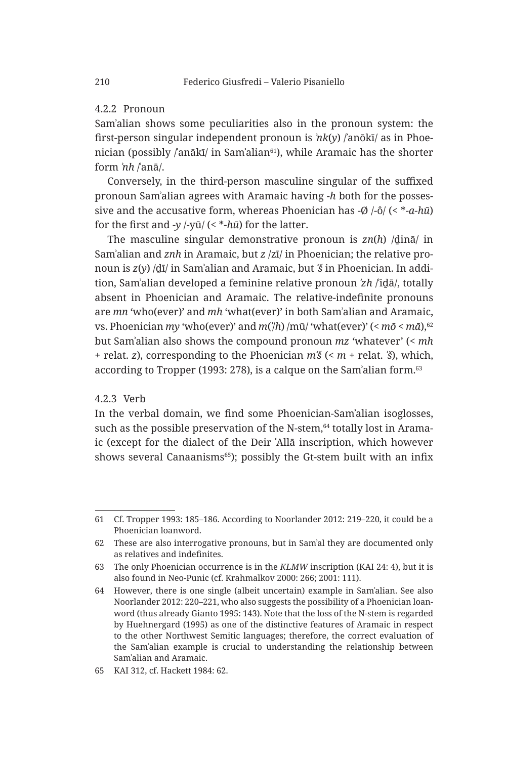### 4.2.2 Pronoun

Samʾalian shows some peculiarities also in the pronoun system: the first-person singular independent pronoun is *ʾnk*(*y*) /ʾanōkī/ as in Phoenician (possibly /ʾanākī/ in Samʾalian[61]), while Aramaic has the shorter form *ʾnh* /ʾanā/.

Conversely, in the third-person masculine singular of the suffixed pronoun Samʾalian agrees with Aramaic having -*h* both for the possessive and the accusative form, whereas Phoenician has -Ø /-ô/ (< *-*a-hū*) for the first and -*y* /-yū/ (< *-*hū*) for the latter.

The masculine singular demonstrative pronoun is *zn*(*h*) /ḏinā/ in Samʾalian and *znh* in Aramaic, but *z* /zī/ in Phoenician; the relative pronoun is *z*(*y*) /ḏī/ in Samʾalian and Aramaic, but *ʾš* in Phoenician. In addition, Samʾalian developed a feminine relative pronoun *ʾzh* /ʾiḏā/, totally absent in Phoenician and Aramaic. The relative-indefinite pronouns are *mn* 'who(ever)' and *mh* 'what(ever)' in both Samʾalian and Aramaic, vs. Phoenician *my* 'who(ever)' and *m*(*ʾ*/*h*) /mū/ 'what(ever)' (< *mō* < *mā*),[62] but Samʾalian also shows the compound pronoun *mz* 'whatever' (< *mh* + relat. *z*), corresponding to the Phoenician *mʾš* (< *m* + relat. *ʾš*), which, according to Tropper (1993: 278), is a calque on the Samʾalian form.[63]

### 4.2.3 Verb

In the verbal domain, we find some Phoenician-Samʾalian isoglosses, such as the possible preservation of the N-stem,[64] totally lost in Aramaic (except for the dialect of the Deir ʿAllā inscription, which however shows several Canaanisms[65]); possibly the Gt-stem built with an infix

---

61 Cf. Tropper 1993: 185–186. According to Noorlander 2012: 219–220, it could be a Phoenician loanword.

62 These are also interrogative pronouns, but in Samʾal they are documented only as relatives and indefinites.

63 The only Phoenician occurrence is in the *KLMW* inscription (KAI 24: 4), but it is also found in Neo-Punic (cf. Krahmalkov 2000: 266; 2001: 111).

64 However, there is one single (albeit uncertain) example in Samʾalian. See also Noorlander 2012: 220–221, who also suggests the possibility of a Phoenician loanword (thus already Gianto 1995: 143). Note that the loss of the N-stem is regarded by Huehnergard (1995) as one of the distinctive features of Aramaic in respect to the other Northwest Semitic languages; therefore, the correct evaluation of the Samʾalian example is crucial to understanding the relationship between Samʾalian and Aramaic.

65 KAI 312, cf. Hackett 1984: 62.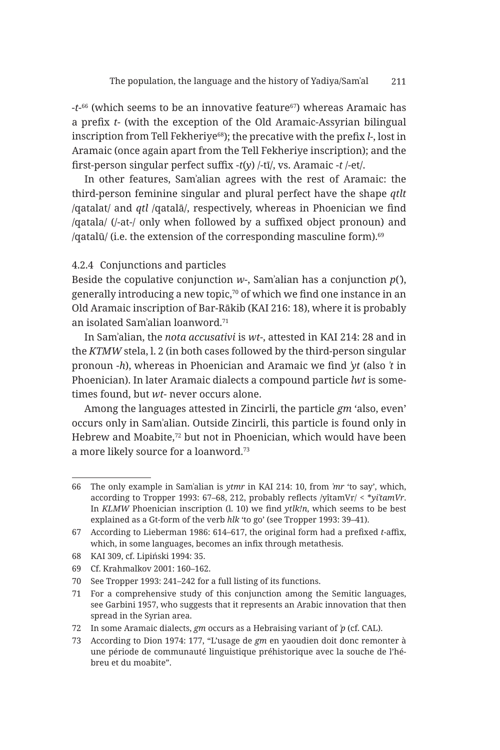-*t*-[66] (which seems to be an innovative feature[67]) whereas Aramaic has a prefix *t*- (with the exception of the Old Aramaic-Assyrian bilingual inscription from Tell Fekheriye[68]); the precative with the prefix *l*-, lost in Aramaic (once again apart from the Tell Fekheriye inscription); and the first-person singular perfect suffix -*t*(*y*) /-tī/, vs. Aramaic -*t* /-et/.

In other features, Samʾalian agrees with the rest of Aramaic: the third-person feminine singular and plural perfect have the shape *qtlt* /qatalat/ and *qtl* /qatalā/, respectively, whereas in Phoenician we find /qatala/ (/-at-/ only when followed by a suffixed object pronoun) and /qatalū/ (i.e. the extension of the corresponding masculine form).[69]

### 4.2.4 Conjunctions and particles

Beside the copulative conjunction *w*-, Samʾalian has a conjunction *p*(ʾ), generally introducing a new topic,[70] of which we find one instance in an Old Aramaic inscription of Bar-Rākib (KAI 216: 18), where it is probably an isolated Samʾalian loanword.[71]

In Samʾalian, the *nota accusativi* is *wt*-, attested in KAI 214: 28 and in the *KTMW* stela, l. 2 (in both cases followed by the third-person singular pronoun -*h*), whereas in Phoenician and Aramaic we find *ʾyt* (also *ʾt* in Phoenician). In later Aramaic dialects a compound particle *lwt* is sometimes found, but *wt*- never occurs alone.

Among the languages attested in Zincirli, the particle *gm* 'also, even' occurs only in Samʾalian. Outside Zincirli, this particle is found only in Hebrew and Moabite,[72] but not in Phoenician, which would have been a more likely source for a loanword.[73]

---

66 The only example in Samʾalian is *ytmr* in KAI 214: 10, from *ʾmr* 'to say', which, according to Tropper 1993: 67–68, 212, probably reflects /yîtamVr/ < *\*yiʾtamVr*. In *KLMW* Phoenician inscription (l. 10) we find *ytlk!n*, which seems to be best explained as a Gt-form of the verb *hlk* 'to go' (see Tropper 1993: 39–41).

67 According to Lieberman 1986: 614–617, the original form had a prefixed *t*-affix, which, in some languages, becomes an infix through metathesis.

68 KAI 309, cf. Lipiński 1994: 35.

69 Cf. Krahmalkov 2001: 160–162.

70 See Tropper 1993: 241–242 for a full listing of its functions.

71 For a comprehensive study of this conjunction among the Semitic languages, see Garbini 1957, who suggests that it represents an Arabic innovation that then spread in the Syrian area.

72 In some Aramaic dialects, *gm* occurs as a Hebraising variant of *ʾp* (cf. CAL).

73 According to Dion 1974: 177, "L'usage de *gm* en yaoudien doit donc remonter à une période de communauté linguistique préhistorique avec la souche de l'hébreu et du moabite".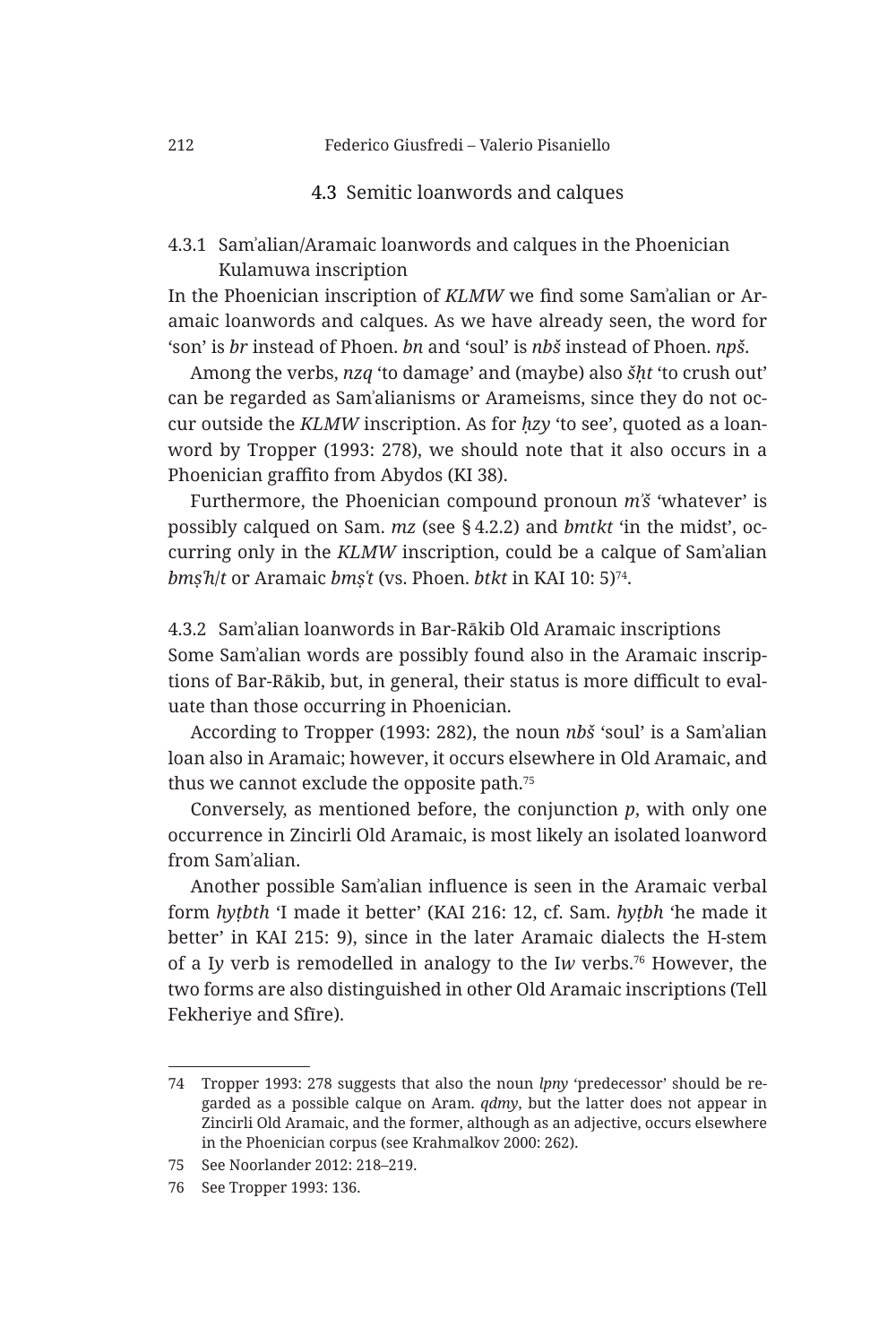### 4.3 Semitic loanwords and calques

#### 4.3.1 Samʾalian/Aramaic loanwords and calques in the Phoenician Kulamuwa inscription

In the Phoenician inscription of *KLMW* we find some Samʾalian or Aramaic loanwords and calques. As we have already seen, the word for ‘son’ is *br* instead of Phoen. *bn* and ‘soul’ is *nbš* instead of Phoen. *npš*.

Among the verbs, *nzq* ‘to damage’ and (maybe) also *šḥt* ‘to crush out’ can be regarded as Samʾalianisms or Arameisms, since they do not occur outside the *KLMW* inscription. As for *ḥzy* ‘to see’, quoted as a loanword by Tropper (1993: 278), we should note that it also occurs in a Phoenician graffito from Abydos (KI 38).

Furthermore, the Phoenician compound pronoun *mʾš* ‘whatever’ is possibly calqued on Sam. *mz* (see § 4.2.2) and *bmtkt* ‘in the midst’, occurring only in the *KLMW* inscription, could be a calque of Samʾalian *bmṣʿh/t* or Aramaic *bmṣʿt* (vs. Phoen. *btkt* in KAI 10: 5)[74].

#### 4.3.2 Samʾalian loanwords in Bar-Rākib Old Aramaic inscriptions

Some Samʾalian words are possibly found also in the Aramaic inscriptions of Bar-Rākib, but, in general, their status is more difficult to evaluate than those occurring in Phoenician.

According to Tropper (1993: 282), the noun *nbš* ‘soul’ is a Samʾalian loan also in Aramaic; however, it occurs elsewhere in Old Aramaic, and thus we cannot exclude the opposite path.[75]

Conversely, as mentioned before, the conjunction *p*, with only one occurrence in Zincirli Old Aramaic, is most likely an isolated loanword from Samʾalian.

Another possible Samʾalian influence is seen in the Aramaic verbal form *hyṭbth* ‘I made it better’ (KAI 216: 12, cf. Sam. *hyṭbh* ‘he made it better’ in KAI 215: 9), since in the later Aramaic dialects the H-stem of a I*y* verb is remodelled in analogy to the I*w* verbs.[76] However, the two forms are also distinguished in other Old Aramaic inscriptions (Tell Fekheriye and Sfīre).

---

74 Tropper 1993: 278 suggests that also the noun *lpny* ‘predecessor’ should be regarded as a possible calque on Aram. *qdmy*, but the latter does not appear in Zincirli Old Aramaic, and the former, although as an adjective, occurs elsewhere in the Phoenician corpus (see Krahmalkov 2000: 262).

75 See Noorlander 2012: 218–219.

76 See Tropper 1993: 136.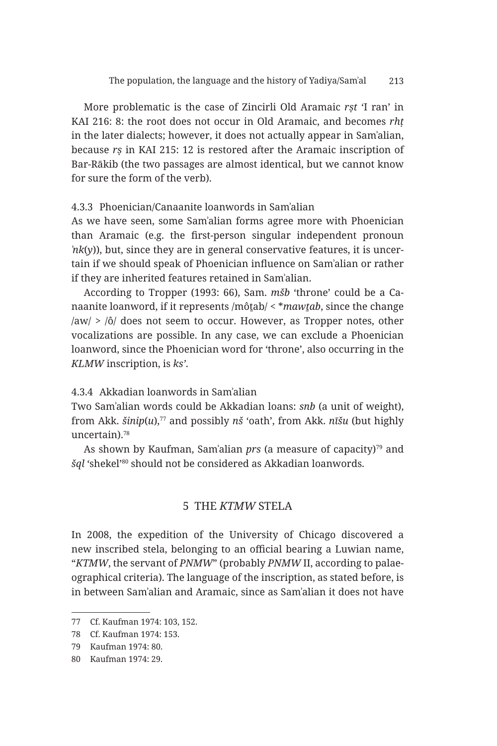More problematic is the case of Zincirli Old Aramaic *rṣt* ‘I ran’ in KAI 216: 8: the root does not occur in Old Aramaic, and becomes *rhṭ* in the later dialects; however, it does not actually appear in Samʾalian, because *rṣ* in KAI 215: 12 is restored after the Aramaic inscription of Bar-Rākib (the two passages are almost identical, but we cannot know for sure the form of the verb).

### 4.3.3 Phoenician/Canaanite loanwords in Samʾalian

As we have seen, some Samʾalian forms agree more with Phoenician than Aramaic (e.g. the first-person singular independent pronoun *ʾnk*(*y*)), but, since they are in general conservative features, it is uncertain if we should speak of Phoenician influence on Samʾalian or rather if they are inherited features retained in Samʾalian.

According to Tropper (1993: 66), Sam. *mšb* ‘throne’ could be a Canaanite loanword, if it represents /môṯab/ < **mawṯab*, since the change /aw/ > /ô/ does not seem to occur. However, as Tropper notes, other vocalizations are possible. In any case, we can exclude a Phoenician loanword, since the Phoenician word for ‘throne’, also occurring in the *KLMW* inscription, is *ksʾ*.

### 4.3.4 Akkadian loanwords in Samʾalian

Two Samʾalian words could be Akkadian loans: *snb* (a unit of weight), from Akk. *šinip*(*u*),[77] and possibly *nš* ‘oath’, from Akk. *nīšu* (but highly uncertain).[78]

As shown by Kaufman, Samʾalian *prs* (a measure of capacity)[79] and *šql* ‘shekel’[80] should not be considered as Akkadian loanwords.

## 5 THE *KTMW* STELA

In 2008, the expedition of the University of Chicago discovered a new inscribed stela, belonging to an official bearing a Luwian name, “*KTMW*, the servant of *PNMW*” (probably *PNMW* II, according to palaeographical criteria). The language of the inscription, as stated before, is in between Samʾalian and Aramaic, since as Samʾalian it does not have

---

77 Cf. Kaufman 1974: 103, 152.

78 Cf. Kaufman 1974: 153.

79 Kaufman 1974: 80.

80 Kaufman 1974: 29.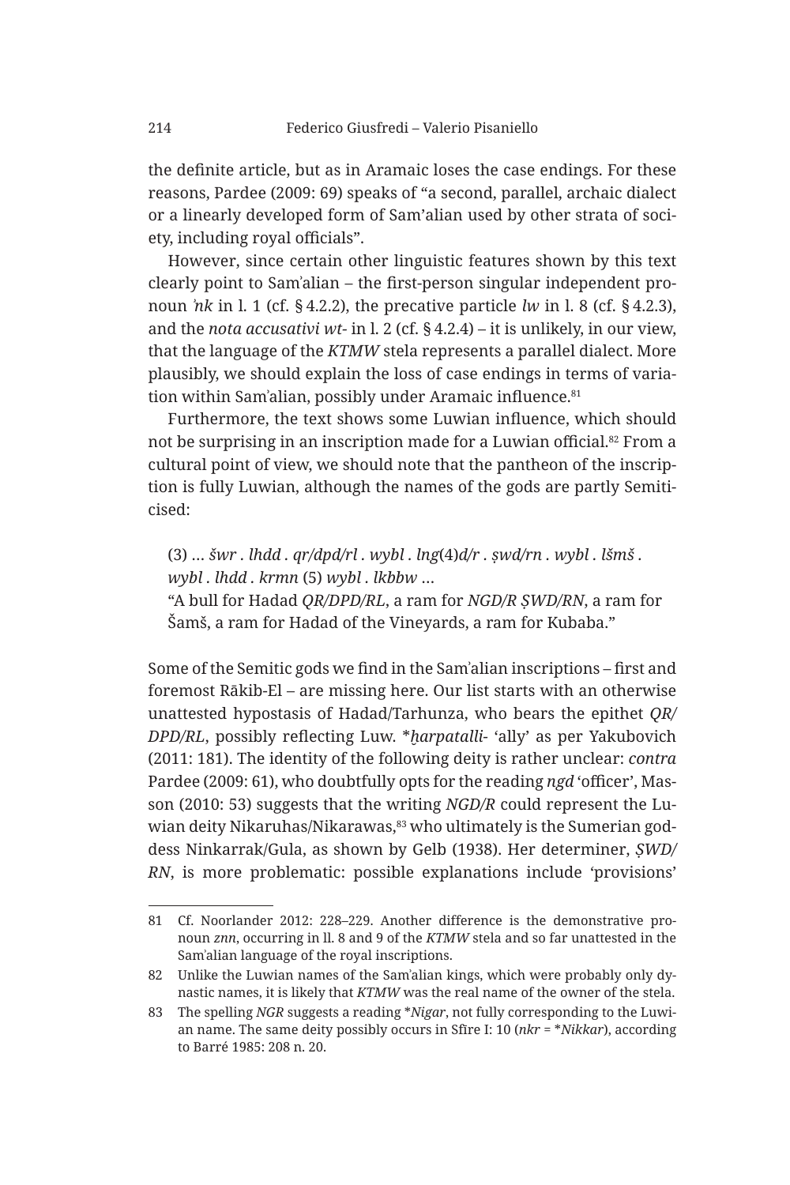the definite article, but as in Aramaic loses the case endings. For these reasons, Pardee (2009: 69) speaks of "a second, parallel, archaic dialect or a linearly developed form of Sam'alian used by other strata of society, including royal officials".

However, since certain other linguistic features shown by this text clearly point to Sam'alian – the first-person singular independent pronoun *ʾnk* in l. 1 (cf. § 4.2.2), the precative particle *lw* in l. 8 (cf. § 4.2.3), and the *nota accusativi wt-* in l. 2 (cf. § 4.2.4) – it is unlikely, in our view, that the language of the *KTMW* stela represents a parallel dialect. More plausibly, we should explain the loss of case endings in terms of variation within Samʾalian, possibly under Aramaic influence.[81]

Furthermore, the text shows some Luwian influence, which should not be surprising in an inscription made for a Luwian official.[82] From a cultural point of view, we should note that the pantheon of the inscription is fully Luwian, although the names of the gods are partly Semiticised:

> (3) … *šwr . lhdd . qr/dpd/rl . wybl . lng*(4)*d/r . ṣwd/rn . wybl . lšmš . wybl . lhdd . krmn* (5) *wybl . lkbbw* …
> "A bull for Hadad *QR/DPD/RL*, a ram for *NGD/R ṢWD/RN*, a ram for Šamš, a ram for Hadad of the Vineyards, a ram for Kubaba."

Some of the Semitic gods we find in the Samʾalian inscriptions – first and foremost Rākib-El – are missing here. Our list starts with an otherwise unattested hypostasis of Hadad/Tarhunza, who bears the epithet *QR/DPD/RL*, possibly reflecting Luw. \**ḫarpatalli-* 'ally' as per Yakubovich (2011: 181). The identity of the following deity is rather unclear: *contra* Pardee (2009: 61), who doubtfully opts for the reading *ngd* 'officer', Masson (2010: 53) suggests that the writing *NGD/R* could represent the Luwian deity Nikaruhas/Nikarawas,[83] who ultimately is the Sumerian goddess Ninkarrak/Gula, as shown by Gelb (1938). Her determiner, *ṢWD/RN*, is more problematic: possible explanations include 'provisions'

---

81 Cf. Noorlander 2012: 228–229. Another difference is the demonstrative pronoun *znn*, occurring in ll. 8 and 9 of the *KTMW* stela and so far unattested in the Samʾalian language of the royal inscriptions.

82 Unlike the Luwian names of the Samʾalian kings, which were probably only dynastic names, it is likely that *KTMW* was the real name of the owner of the stela.

83 The spelling *NGR* suggests a reading \**Nigar*, not fully corresponding to the Luwian name. The same deity possibly occurs in Sfire I: 10 (*nkr* = \**Nikkar*), according to Barré 1985: 208 n. 20.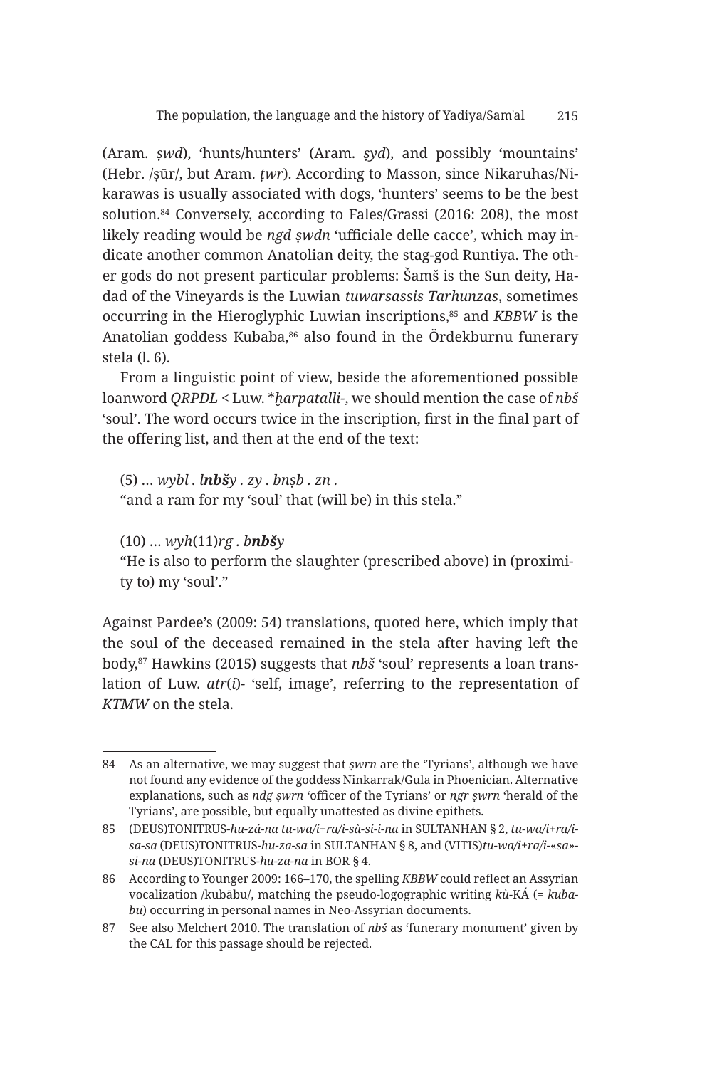(Aram. *ṣwd*), 'hunts/hunters' (Aram. *ṣyd*), and possibly 'mountains' (Hebr. /ṣūr/, but Aram. *ṭwr*). According to Masson, since Nikaruhas/Nikarawas is usually associated with dogs, 'hunters' seems to be the best solution.[84] Conversely, according to Fales/Grassi (2016: 208), the most likely reading would be *ngd ṣwdn* 'ufficiale delle cacce', which may indicate another common Anatolian deity, the stag-god Runtiya. The other gods do not present particular problems: Šamš is the Sun deity, Hadad of the Vineyards is the Luwian *tuwarsassis Tarhunzas*, sometimes occurring in the Hieroglyphic Luwian inscriptions,[85] and *KBBW* is the Anatolian goddess Kubaba,[86] also found in the Ördekburnu funerary stela (l. 6).

From a linguistic point of view, beside the aforementioned possible loanword *QRPDL* < Luw. *\*ḫarpatalli-*, we should mention the case of *nbš* 'soul'. The word occurs twice in the inscription, first in the final part of the offering list, and then at the end of the text:

(5) … *wybl . l**nbš**y . zy . bnṣb . zn .*
"and a ram for my 'soul' that (will be) in this stela."

(10) … *wyh*(11)*rg . b**nbš**y*
"He is also to perform the slaughter (prescribed above) in (proximity to) my 'soul'."

Against Pardee's (2009: 54) translations, quoted here, which imply that the soul of the deceased remained in the stela after having left the body,[87] Hawkins (2015) suggests that *nbš* 'soul' represents a loan translation of Luw. *atr*(*i*)- 'self, image', referring to the representation of *KTMW* on the stela.

---

84 As an alternative, we may suggest that *ṣwrn* are the 'Tyrians', although we have not found any evidence of the goddess Ninkarrak/Gula in Phoenician. Alternative explanations, such as *ndg ṣwrn* 'officer of the Tyrians' or *ngr ṣwrn* 'herald of the Tyrians', are possible, but equally unattested as divine epithets.

85 (DEUS)TONITRUS-*hu-zá-na tu-wa/i+ra/i-sà-si-i-na* in SULTANHAN § 2, *tu-wa/i+ra/i-sa-sa* (DEUS)TONITRUS-*hu-za-sa* in SULTANHAN § 8, and (VITIS)*tu-wa/i+ra/i-«sa»-si-na* (DEUS)TONITRUS-*hu-za-na* in BOR § 4.

86 According to Younger 2009: 166–170, the spelling *KBBW* could reflect an Assyrian vocalization /kubābu/, matching the pseudo-logographic writing *kù*-KÁ (= *kubābu*) occurring in personal names in Neo-Assyrian documents.

87 See also Melchert 2010. The translation of *nbš* as 'funerary monument' given by the CAL for this passage should be rejected.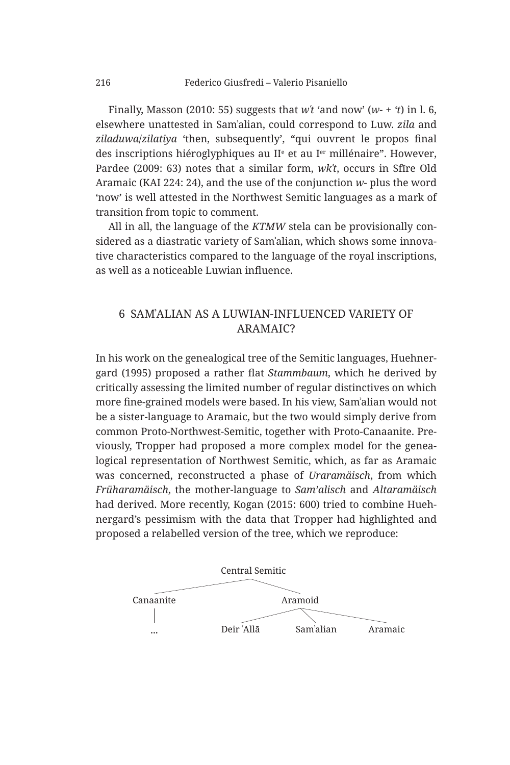Finally, Masson (2010: 55) suggests that *wʿt* 'and now' (*w*- + *ʿt*) in l. 6, elsewhere unattested in Samʾalian, could correspond to Luw. *zila* and *ziladuwa*/*zilatiya* 'then, subsequently', "qui ouvrent le propos final des inscriptions hiéroglyphiques au IIe et au Ier millénaire". However, Pardee (2009: 63) notes that a similar form, *wkʿt*, occurs in Sfīre Old Aramaic (KAI 224: 24), and the use of the conjunction *w*- plus the word 'now' is well attested in the Northwest Semitic languages as a mark of transition from topic to comment.

All in all, the language of the *KTMW* stela can be provisionally considered as a diastratic variety of Samʾalian, which shows some innovative characteristics compared to the language of the royal inscriptions, as well as a noticeable Luwian influence.

## 6 SAMʾALIAN AS A LUWIAN-INFLUENCED VARIETY OF ARAMAIC?

In his work on the genealogical tree of the Semitic languages, Huehnergard (1995) proposed a rather flat *Stammbaum*, which he derived by critically assessing the limited number of regular distinctives on which more fine-grained models were based. In his view, Samʾalian would not be a sister-language to Aramaic, but the two would simply derive from common Proto-Northwest-Semitic, together with Proto-Canaanite. Previously, Tropper had proposed a more complex model for the genealogical representation of Northwest Semitic, which, as far as Aramaic was concerned, reconstructed a phase of *Uraramäisch*, from which *Früharamäisch*, the mother-language to *Samʾalisch* and *Altaramäisch* had derived. More recently, Kogan (2015: 600) tried to combine Huehnergard's pessimism with the data that Tropper had highlighted and proposed a relabelled version of the tree, which we reproduce:

```
                 Central Semitic
          ┌─────────────┴─────────────┐
      Canaanite                    Aramoid
          │              ┌────────────┼────────────┐
         ...         Deir ʿAllā   Samʾalian     Aramaic
```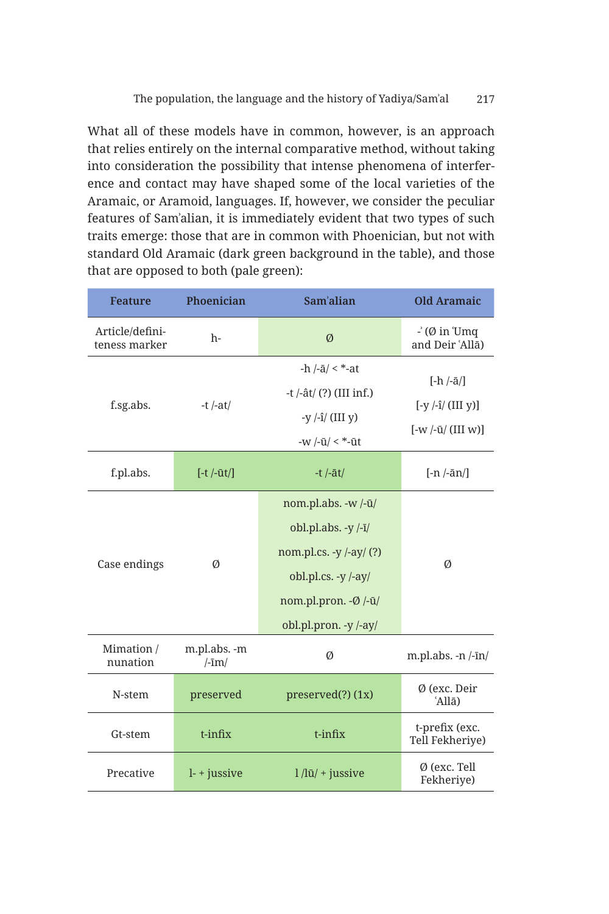What all of these models have in common, however, is an approach that relies entirely on the internal comparative method, without taking into consideration the possibility that intense phenomena of interference and contact may have shaped some of the local varieties of the Aramaic, or Aramoid, languages. If, however, we consider the peculiar features of Samʾalian, it is immediately evident that two types of such traits emerge: those that are in common with Phoenician, but not with standard Old Aramaic (dark green background in the table), and those that are opposed to both (pale green):

| Feature | Phoenician | Samʾalian | Old Aramaic |
|---|---|---|---|
| Article/definiteness marker | h- | Ø | -ʾ (Ø in ʿUmq and Deir ʿAllā) |
| f.sg.abs. | -t /-at/ | -h /-ā/ < *-at<br>-t /-ât/ (?) (III inf.)<br>-y /-î/ (III y)<br>-w /-ū/ < *-ūt | [-h /-ā/]<br>[-y /-î/ (III y)]<br>[-w /-ū/ (III w)] |
| f.pl.abs. | [-t /-ūt/] | -t /-āt/ | [-n /-ān/] |
| Case endings | Ø | nom.pl.abs. -w /-ū/<br>obl.pl.abs. -y /-ī/<br>nom.pl.cs. -y /-ay/ (?)<br>obl.pl.cs. -y /-ay/<br>nom.pl.pron. -Ø /-ū/<br>obl.pl.pron. -y /-ay/ | Ø |
| Mimation / nunation | m.pl.abs. -m /-īm/ | Ø | m.pl.abs. -n /-īn/ |
| N-stem | preserved | preserved(?) (1x) | Ø (exc. Deir ʿAllā) |
| Gt-stem | t-infix | t-infix | t-prefix (exc. Tell Fekheriye) |
| Precative | l- + jussive | l /lū/ + jussive | Ø (exc. Tell Fekheriye) |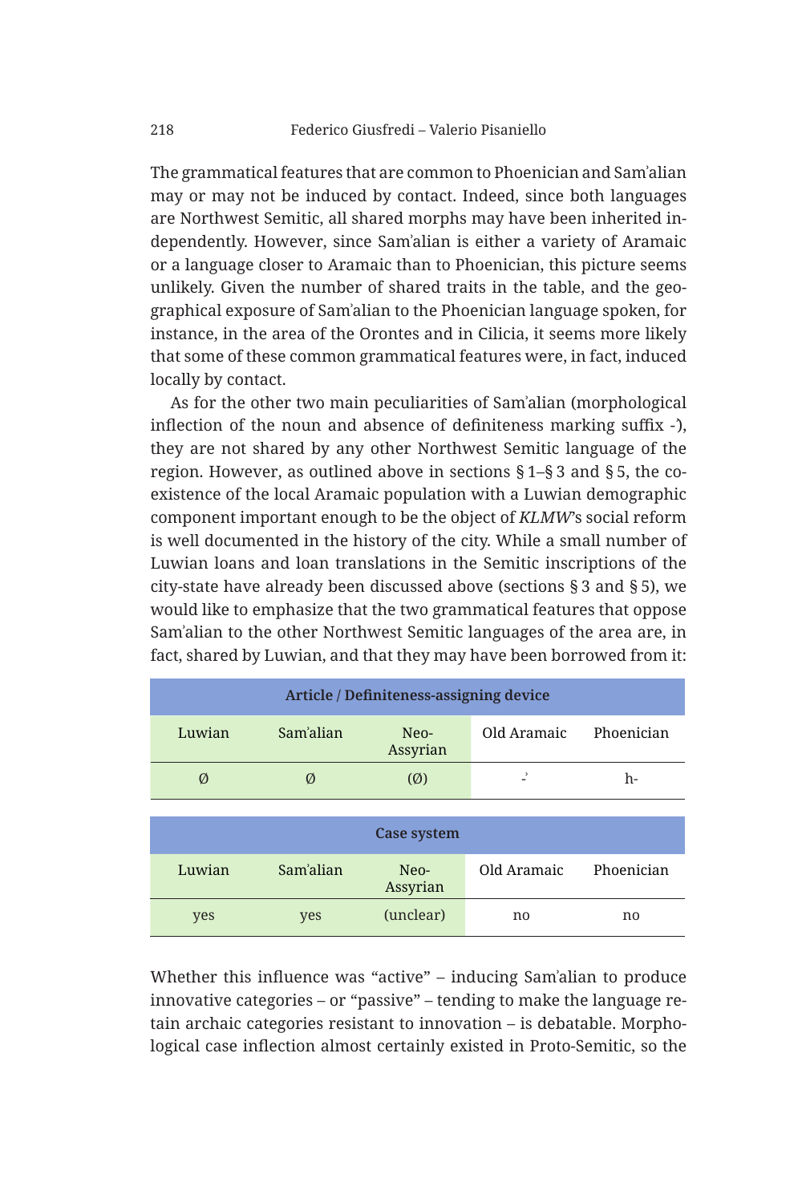The grammatical features that are common to Phoenician and Samʾalian may or may not be induced by contact. Indeed, since both languages are Northwest Semitic, all shared morphs may have been inherited independently. However, since Samʾalian is either a variety of Aramaic or a language closer to Aramaic than to Phoenician, this picture seems unlikely. Given the number of shared traits in the table, and the geographical exposure of Samʾalian to the Phoenician language spoken, for instance, in the area of the Orontes and in Cilicia, it seems more likely that some of these common grammatical features were, in fact, induced locally by contact.

As for the other two main peculiarities of Samʾalian (morphological inflection of the noun and absence of definiteness marking suffix -ʾ), they are not shared by any other Northwest Semitic language of the region. However, as outlined above in sections § 1–§ 3 and § 5, the coexistence of the local Aramaic population with a Luwian demographic component important enough to be the object of *KLMW*'s social reform is well documented in the history of the city. While a small number of Luwian loans and loan translations in the Semitic inscriptions of the city-state have already been discussed above (sections § 3 and § 5), we would like to emphasize that the two grammatical features that oppose Samʾalian to the other Northwest Semitic languages of the area are, in fact, shared by Luwian, and that they may have been borrowed from it:

| **Article / Definiteness-assigning device** | | | | |
|---|---|---|---|---|
| Luwian | Samʾalian | Neo-Assyrian | Old Aramaic | Phoenician |
| Ø | Ø | (Ø) | -ʾ | h- |

| **Case system** | | | | |
|---|---|---|---|---|
| Luwian | Samʾalian | Neo-Assyrian | Old Aramaic | Phoenician |
| yes | yes | (unclear) | no | no |

Whether this influence was "active" – inducing Samʾalian to produce innovative categories – or "passive" – tending to make the language retain archaic categories resistant to innovation – is debatable. Morphological case inflection almost certainly existed in Proto-Semitic, so the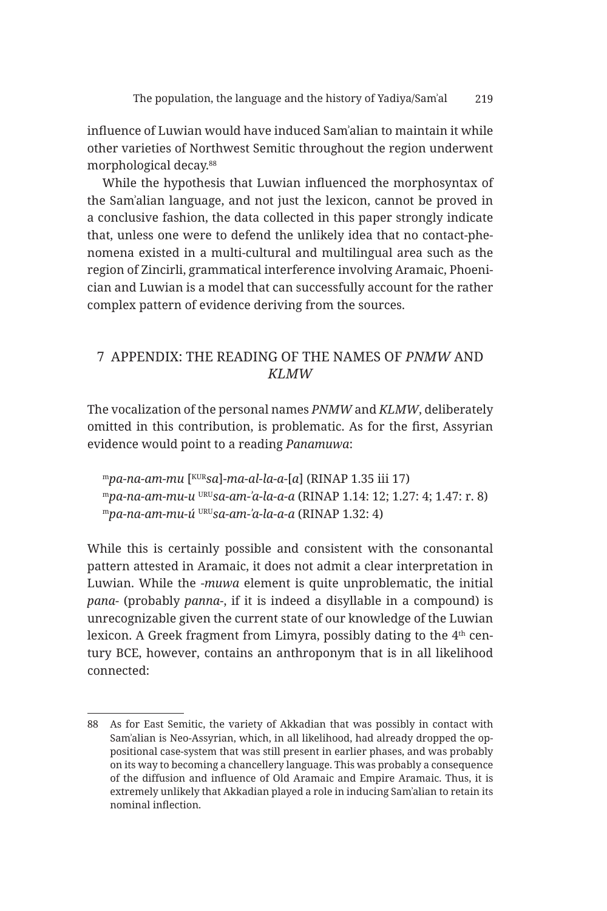influence of Luwian would have induced Samʾalian to maintain it while other varieties of Northwest Semitic throughout the region underwent morphological decay.[88]

While the hypothesis that Luwian influenced the morphosyntax of the Samʾalian language, and not just the lexicon, cannot be proved in a conclusive fashion, the data collected in this paper strongly indicate that, unless one were to defend the unlikely idea that no contact-phenomena existed in a multi-cultural and multilingual area such as the region of Zincirli, grammatical interference involving Aramaic, Phoenician and Luwian is a model that can successfully account for the rather complex pattern of evidence deriving from the sources.

## 7 APPENDIX: THE READING OF THE NAMES OF *PNMW* AND *KLMW*

The vocalization of the personal names *PNMW* and *KLMW*, deliberately omitted in this contribution, is problematic. As for the first, Assyrian evidence would point to a reading *Panamuwa*:

> ᵐ*pa-na-am-mu* [ᴷᵁᴿ*sa*]-*ma-al-la-a*-[*a*] (RINAP 1.35 iii 17)
> ᵐ*pa-na-am-mu-u* ᵁᴿᵁ*sa-am-ʾa-la-a-a* (RINAP 1.14: 12; 1.27: 4; 1.47: r. 8)
> ᵐ*pa-na-am-mu-ú* ᵁᴿᵁ*sa-am-ʾa-la-a-a* (RINAP 1.32: 4)

While this is certainly possible and consistent with the consonantal pattern attested in Aramaic, it does not admit a clear interpretation in Luwian. While the -*muwa* element is quite unproblematic, the initial *pana-* (probably *panna-*, if it is indeed a disyllable in a compound) is unrecognizable given the current state of our knowledge of the Luwian lexicon. A Greek fragment from Limyra, possibly dating to the 4th century BCE, however, contains an anthroponym that is in all likelihood connected:

---

88 As for East Semitic, the variety of Akkadian that was possibly in contact with Samʾalian is Neo-Assyrian, which, in all likelihood, had already dropped the oppositional case-system that was still present in earlier phases, and was probably on its way to becoming a chancellery language. This was probably a consequence of the diffusion and influence of Old Aramaic and Empire Aramaic. Thus, it is extremely unlikely that Akkadian played a role in inducing Samʾalian to retain its nominal inflection.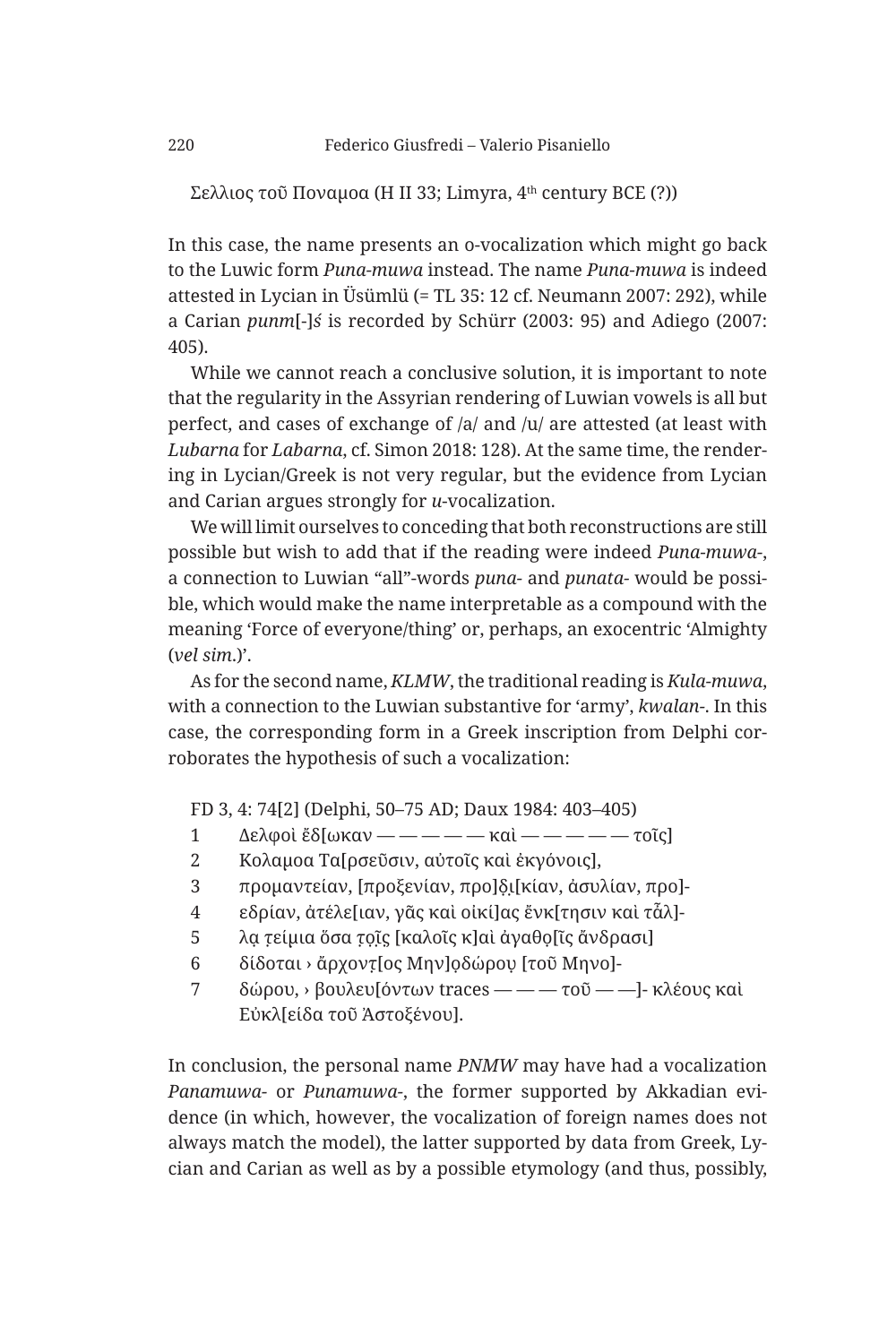Σελλιος τοῦ Ποναμοα (H II 33; Limyra, 4th century BCE (?))

In this case, the name presents an o-vocalization which might go back to the Luwic form *Puna-muwa* instead. The name *Puna-muwa* is indeed attested in Lycian in Üsümlü (= TL 35: 12 cf. Neumann 2007: 292), while a Carian *punm*[-]*ś* is recorded by Schürr (2003: 95) and Adiego (2007: 405).

While we cannot reach a conclusive solution, it is important to note that the regularity in the Assyrian rendering of Luwian vowels is all but perfect, and cases of exchange of /a/ and /u/ are attested (at least with *Lubarna* for *Labarna*, cf. Simon 2018: 128). At the same time, the rendering in Lycian/Greek is not very regular, but the evidence from Lycian and Carian argues strongly for *u*-vocalization.

We will limit ourselves to conceding that both reconstructions are still possible but wish to add that if the reading were indeed *Puna-muwa-*, a connection to Luwian "all"-words *puna-* and *punata-* would be possible, which would make the name interpretable as a compound with the meaning 'Force of everyone/thing' or, perhaps, an exocentric 'Almighty (*vel sim.*)'.

As for the second name, *KLMW*, the traditional reading is *Kula-muwa*, with a connection to the Luwian substantive for 'army', *kwalan-*. In this case, the corresponding form in a Greek inscription from Delphi corroborates the hypothesis of such a vocalization:

FD 3, 4: 74[2] (Delphi, 50–75 AD; Daux 1984: 403–405)

1 Δελφοὶ ἔδ[ωκαν — — — — — καὶ — — — — — τοῖς]
2 Κολαμοα Τα[ρσεῦσιν, αὐτοῖς καὶ ἐκγόνοις],
3 προμαντείαν, [προξενίαν, προ]δ̣ι̣[κίαν, ἀσυλίαν, προ]-
4 εδρίαν, ἀτέλε[ιαν, γᾶς καὶ οἰκί]ας ἔνκ[τησιν καὶ τᾶλ]-
5 λα̣ τ̣είμια ὅσα τ̣ο̣ῖ̣ς [καλοῖς κ]αὶ ἀγαθο̣[ῖς ἄνδρασι]
6 δίδοται › ἄρχοντ̣[ος Μην]ο̣δώρου̣ [τοῦ Μηνο]-
7 δώρου, › βουλευ[όντων traces — — — τοῦ — —]- κλέους καὶ Εὐκλ[είδα τοῦ Ἀστοξένου].

In conclusion, the personal name *PNMW* may have had a vocalization *Panamuwa-* or *Punamuwa-*, the former supported by Akkadian evidence (in which, however, the vocalization of foreign names does not always match the model), the latter supported by data from Greek, Lycian and Carian as well as by a possible etymology (and thus, possibly,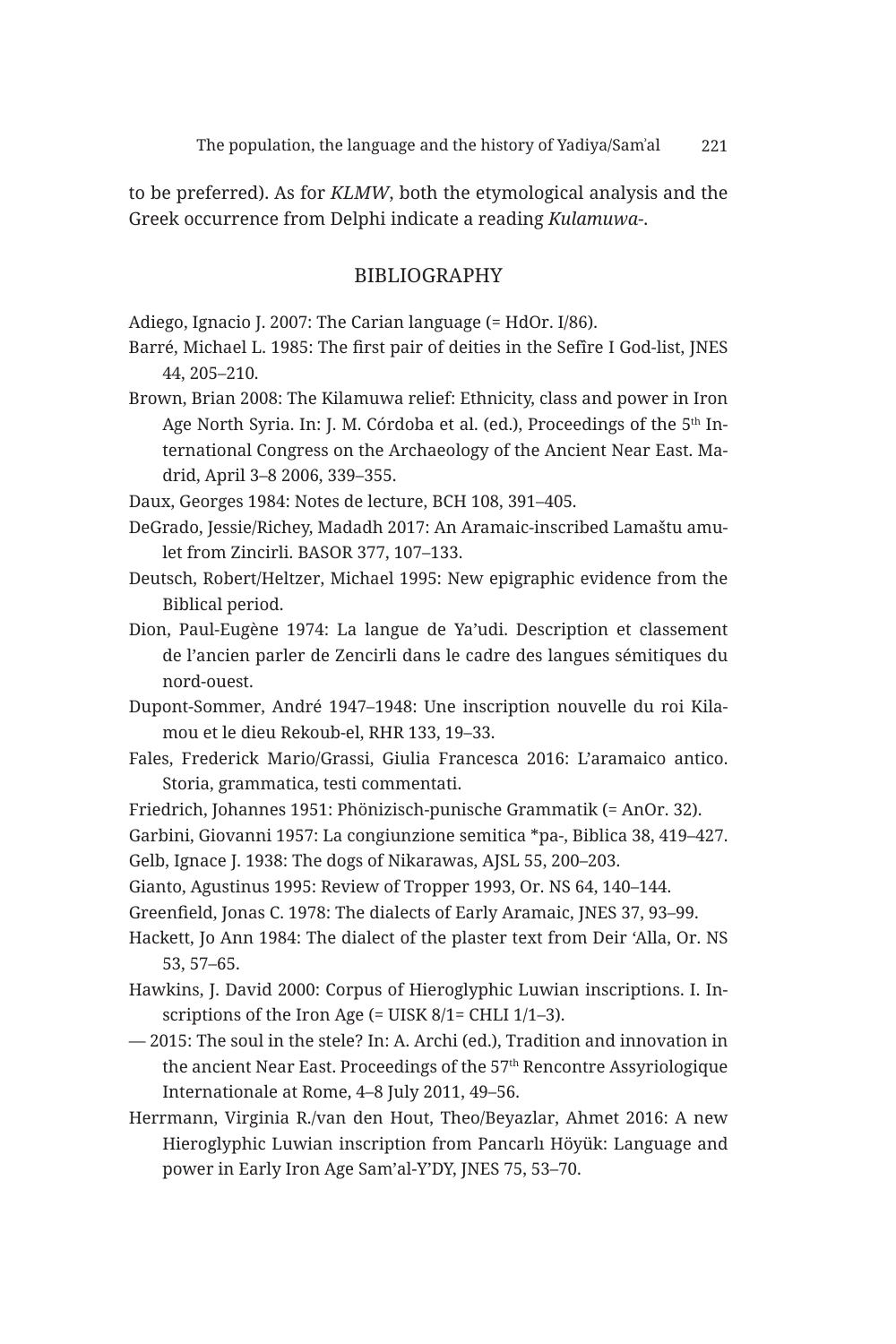to be preferred). As for *KLMW*, both the etymological analysis and the Greek occurrence from Delphi indicate a reading *Kulamuwa-*.

## BIBLIOGRAPHY

Adiego, Ignacio J. 2007: The Carian language (= HdOr. I/86).

Barré, Michael L. 1985: The first pair of deities in the Sefîre I God-list, JNES 44, 205–210.

Brown, Brian 2008: The Kilamuwa relief: Ethnicity, class and power in Iron Age North Syria. In: J. M. Córdoba et al. (ed.), Proceedings of the 5th International Congress on the Archaeology of the Ancient Near East. Madrid, April 3–8 2006, 339–355.

Daux, Georges 1984: Notes de lecture, BCH 108, 391–405.

DeGrado, Jessie/Richey, Madadh 2017: An Aramaic-inscribed Lamaštu amulet from Zincirli. BASOR 377, 107–133.

Deutsch, Robert/Heltzer, Michael 1995: New epigraphic evidence from the Biblical period.

Dion, Paul-Eugène 1974: La langue de Ya'udi. Description et classement de l'ancien parler de Zencirli dans le cadre des langues sémitiques du nord-ouest.

Dupont-Sommer, André 1947–1948: Une inscription nouvelle du roi Kilamou et le dieu Rekoub-el, RHR 133, 19–33.

Fales, Frederick Mario/Grassi, Giulia Francesca 2016: L'aramaico antico. Storia, grammatica, testi commentati.

Friedrich, Johannes 1951: Phönizisch-punische Grammatik (= AnOr. 32).

Garbini, Giovanni 1957: La congiunzione semitica *pa-, Biblica 38, 419–427.

Gelb, Ignace J. 1938: The dogs of Nikarawas, AJSL 55, 200–203.

Gianto, Agustinus 1995: Review of Tropper 1993, Or. NS 64, 140–144.

Greenfield, Jonas C. 1978: The dialects of Early Aramaic, JNES 37, 93–99.

Hackett, Jo Ann 1984: The dialect of the plaster text from Deir ʻAlla, Or. NS 53, 57–65.

Hawkins, J. David 2000: Corpus of Hieroglyphic Luwian inscriptions. I. Inscriptions of the Iron Age (= UISK 8/1= CHLI 1/1–3).

— 2015: The soul in the stele? In: A. Archi (ed.), Tradition and innovation in the ancient Near East. Proceedings of the 57th Rencontre Assyriologique Internationale at Rome, 4–8 July 2011, 49–56.

Herrmann, Virginia R./van den Hout, Theo/Beyazlar, Ahmet 2016: A new Hieroglyphic Luwian inscription from Pancarlı Höyük: Language and power in Early Iron Age Sam'al-Y'DY, JNES 75, 53–70.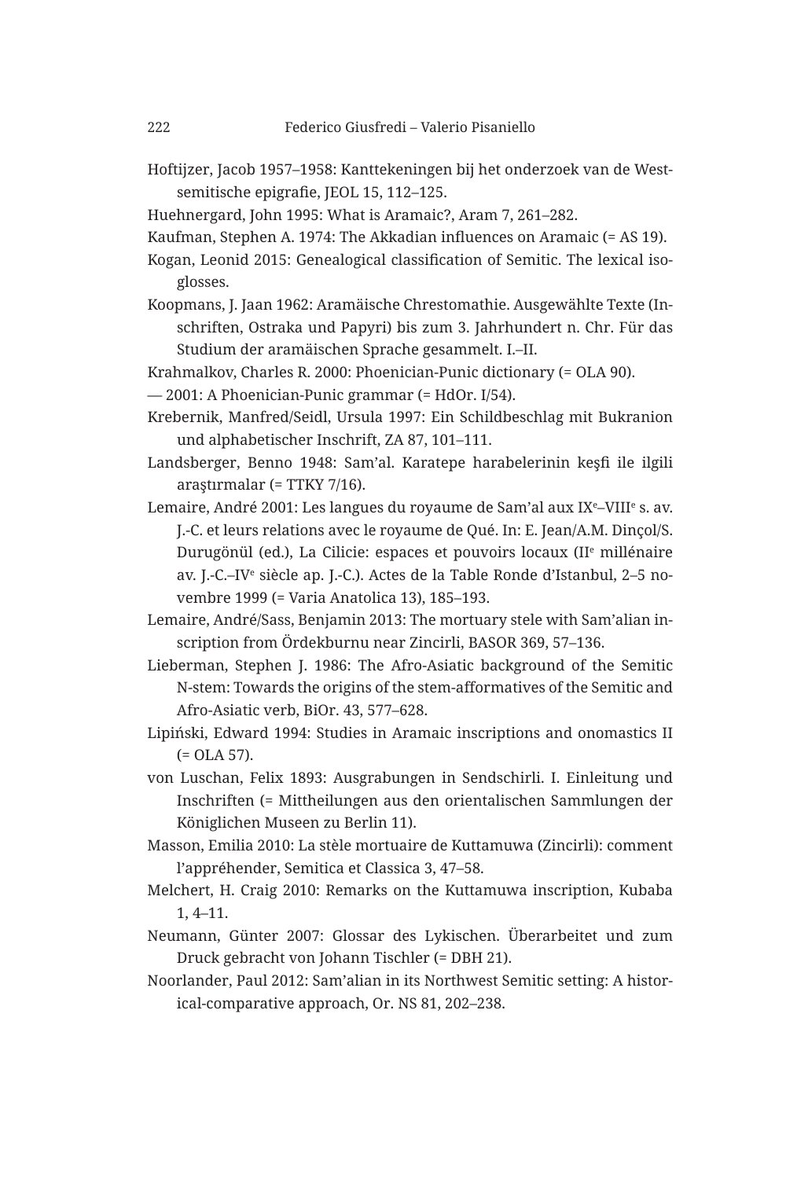Hoftijzer, Jacob 1957–1958: Kanttekeningen bij het onderzoek van de West-semitische epigrafie, JEOL 15, 112–125.

Huehnergard, John 1995: What is Aramaic?, Aram 7, 261–282.

Kaufman, Stephen A. 1974: The Akkadian influences on Aramaic (= AS 19).

Kogan, Leonid 2015: Genealogical classification of Semitic. The lexical isoglosses.

Koopmans, J. Jaan 1962: Aramäische Chrestomathie. Ausgewählte Texte (Inschriften, Ostraka und Papyri) bis zum 3. Jahrhundert n. Chr. Für das Studium der aramäischen Sprache gesammelt. I.–II.

Krahmalkov, Charles R. 2000: Phoenician-Punic dictionary (= OLA 90).

— 2001: A Phoenician-Punic grammar (= HdOr. I/54).

Krebernik, Manfred/Seidl, Ursula 1997: Ein Schildbeschlag mit Bukranion und alphabetischer Inschrift, ZA 87, 101–111.

Landsberger, Benno 1948: Sam'al. Karatepe harabelerinin keşfi ile ilgili araştırmalar (= TTKY 7/16).

Lemaire, André 2001: Les langues du royaume de Sam'al aux IX[e]–VIII[e] s. av. J.-C. et leurs relations avec le royaume de Qué. In: E. Jean/A.M. Dinçol/S. Durugönül (ed.), La Cilicie: espaces et pouvoirs locaux (II[e] millénaire av. J.-C.–IV[e] siècle ap. J.-C.). Actes de la Table Ronde d'Istanbul, 2–5 novembre 1999 (= Varia Anatolica 13), 185–193.

Lemaire, André/Sass, Benjamin 2013: The mortuary stele with Sam'alian inscription from Ördekburnu near Zincirli, BASOR 369, 57–136.

Lieberman, Stephen J. 1986: The Afro-Asiatic background of the Semitic N-stem: Towards the origins of the stem-afformatives of the Semitic and Afro-Asiatic verb, BiOr. 43, 577–628.

Lipiński, Edward 1994: Studies in Aramaic inscriptions and onomastics II (= OLA 57).

von Luschan, Felix 1893: Ausgrabungen in Sendschirli. I. Einleitung und Inschriften (= Mittheilungen aus den orientalischen Sammlungen der Königlichen Museen zu Berlin 11).

Masson, Emilia 2010: La stèle mortuaire de Kuttamuwa (Zincirli): comment l'appréhender, Semitica et Classica 3, 47–58.

Melchert, H. Craig 2010: Remarks on the Kuttamuwa inscription, Kubaba 1, 4–11.

Neumann, Günter 2007: Glossar des Lykischen. Überarbeitet und zum Druck gebracht von Johann Tischler (= DBH 21).

Noorlander, Paul 2012: Sam'alian in its Northwest Semitic setting: A historical-comparative approach, Or. NS 81, 202–238.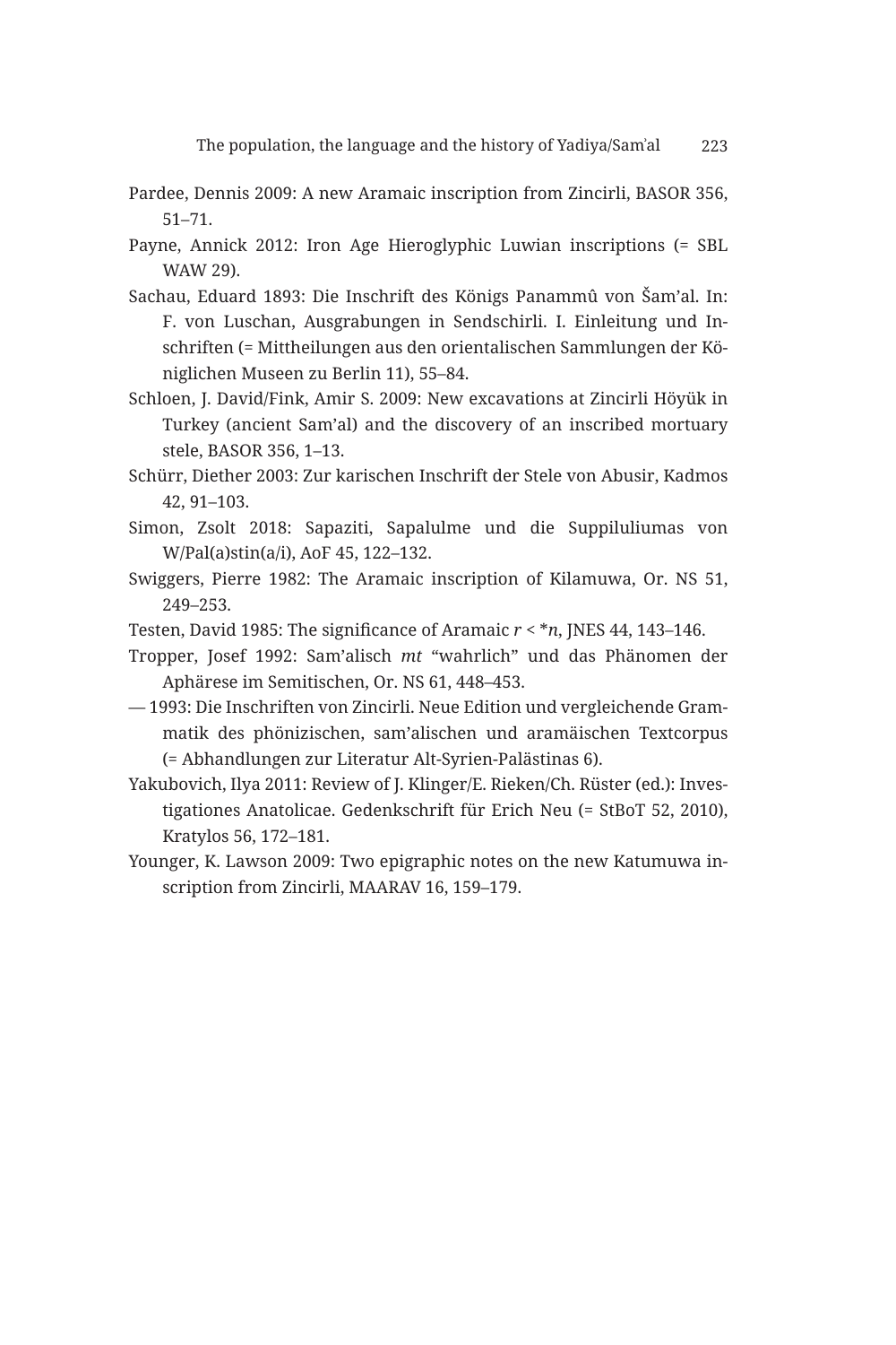Pardee, Dennis 2009: A new Aramaic inscription from Zincirli, BASOR 356, 51–71.

Payne, Annick 2012: Iron Age Hieroglyphic Luwian inscriptions (= SBL WAW 29).

Sachau, Eduard 1893: Die Inschrift des Königs Panammû von Šam'al. In: F. von Luschan, Ausgrabungen in Sendschirli. I. Einleitung und Inschriften (= Mittheilungen aus den orientalischen Sammlungen der Königlichen Museen zu Berlin 11), 55–84.

Schloen, J. David/Fink, Amir S. 2009: New excavations at Zincirli Höyük in Turkey (ancient Sam'al) and the discovery of an inscribed mortuary stele, BASOR 356, 1–13.

Schürr, Diether 2003: Zur karischen Inschrift der Stele von Abusir, Kadmos 42, 91–103.

Simon, Zsolt 2018: Sapaziti, Sapalulme und die Suppiluliumas von W/Pal(a)stin(a/i), AoF 45, 122–132.

Swiggers, Pierre 1982: The Aramaic inscription of Kilamuwa, Or. NS 51, 249–253.

Testen, David 1985: The significance of Aramaic *r* < \**n*, JNES 44, 143–146.

Tropper, Josef 1992: Sam'alisch *mt* "wahrlich" und das Phänomen der Aphärese im Semitischen, Or. NS 61, 448–453.

— 1993: Die Inschriften von Zincirli. Neue Edition und vergleichende Grammatik des phönizischen, sam'alischen und aramäischen Textcorpus (= Abhandlungen zur Literatur Alt-Syrien-Palästinas 6).

Yakubovich, Ilya 2011: Review of J. Klinger/E. Rieken/Ch. Rüster (ed.): Investigationes Anatolicae. Gedenkschrift für Erich Neu (= StBoT 52, 2010), Kratylos 56, 172–181.

Younger, K. Lawson 2009: Two epigraphic notes on the new Katumuwa inscription from Zincirli, MAARAV 16, 159–179.